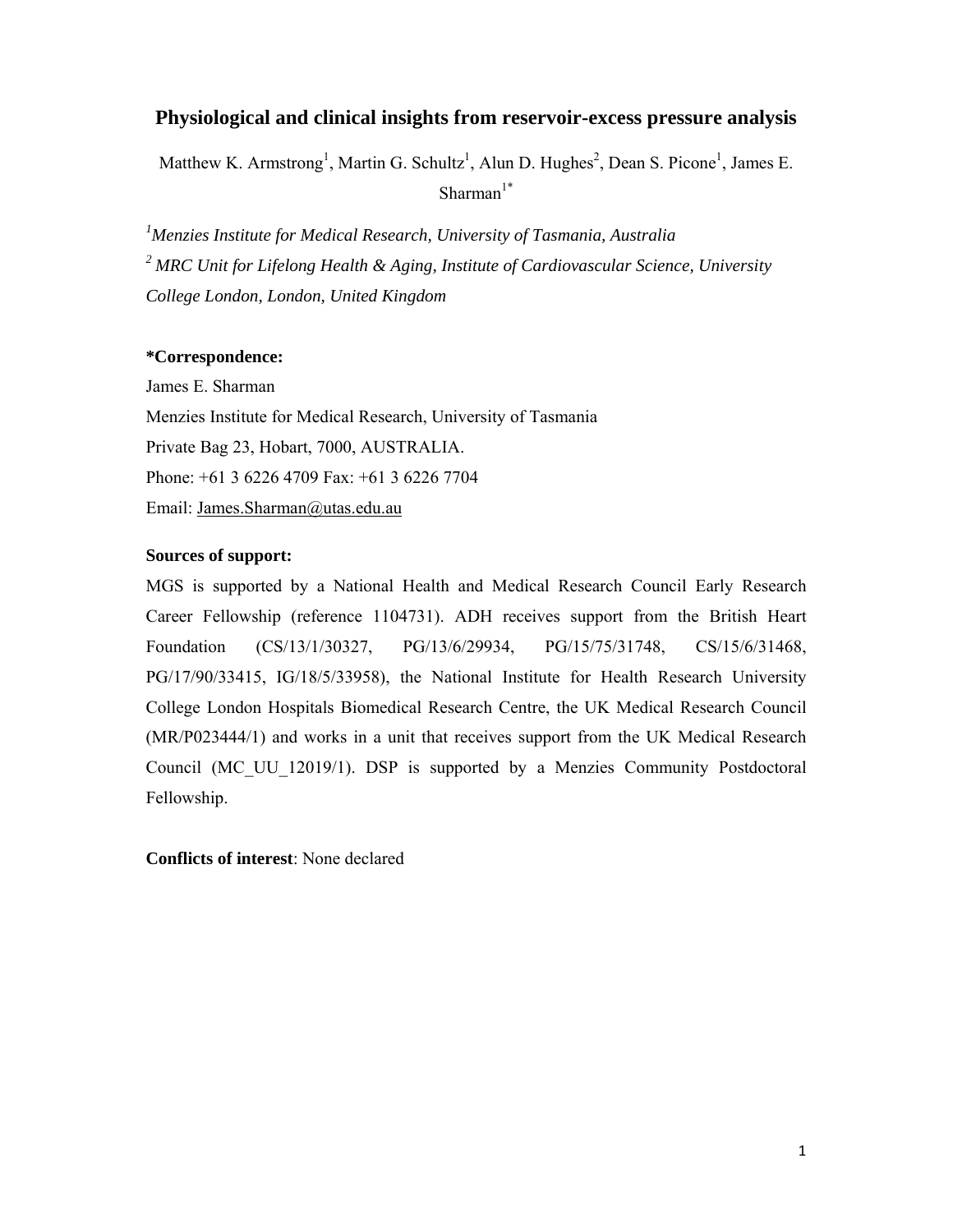# Physiological and clinical insights from reservoir-excess pressure analysis

Matthew K. Armstrong[1], Martin G. Schultz[1], Alun D. Hughes[2], Dean S. Picone[1], James E. Sharman[1*]

[1] *Menzies Institute for Medical Research, University of Tasmania, Australia*

[2] *MRC Unit for Lifelong Health & Aging, Institute of Cardiovascular Science, University College London, London, United Kingdom*

**\*Correspondence:**

James E. Sharman

Menzies Institute for Medical Research, University of Tasmania

Private Bag 23, Hobart, 7000, AUSTRALIA.

Phone: +61 3 6226 4709 Fax: +61 3 6226 7704

Email: James.Sharman@utas.edu.au

**Sources of support:**

MGS is supported by a National Health and Medical Research Council Early Research Career Fellowship (reference 1104731). ADH receives support from the British Heart Foundation (CS/13/1/30327, PG/13/6/29934, PG/15/75/31748, CS/15/6/31468, PG/17/90/33415, IG/18/5/33958), the National Institute for Health Research University College London Hospitals Biomedical Research Centre, the UK Medical Research Council (MR/P023444/1) and works in a unit that receives support from the UK Medical Research Council (MC_UU_12019/1). DSP is supported by a Menzies Community Postdoctoral Fellowship.

**Conflicts of interest**: None declared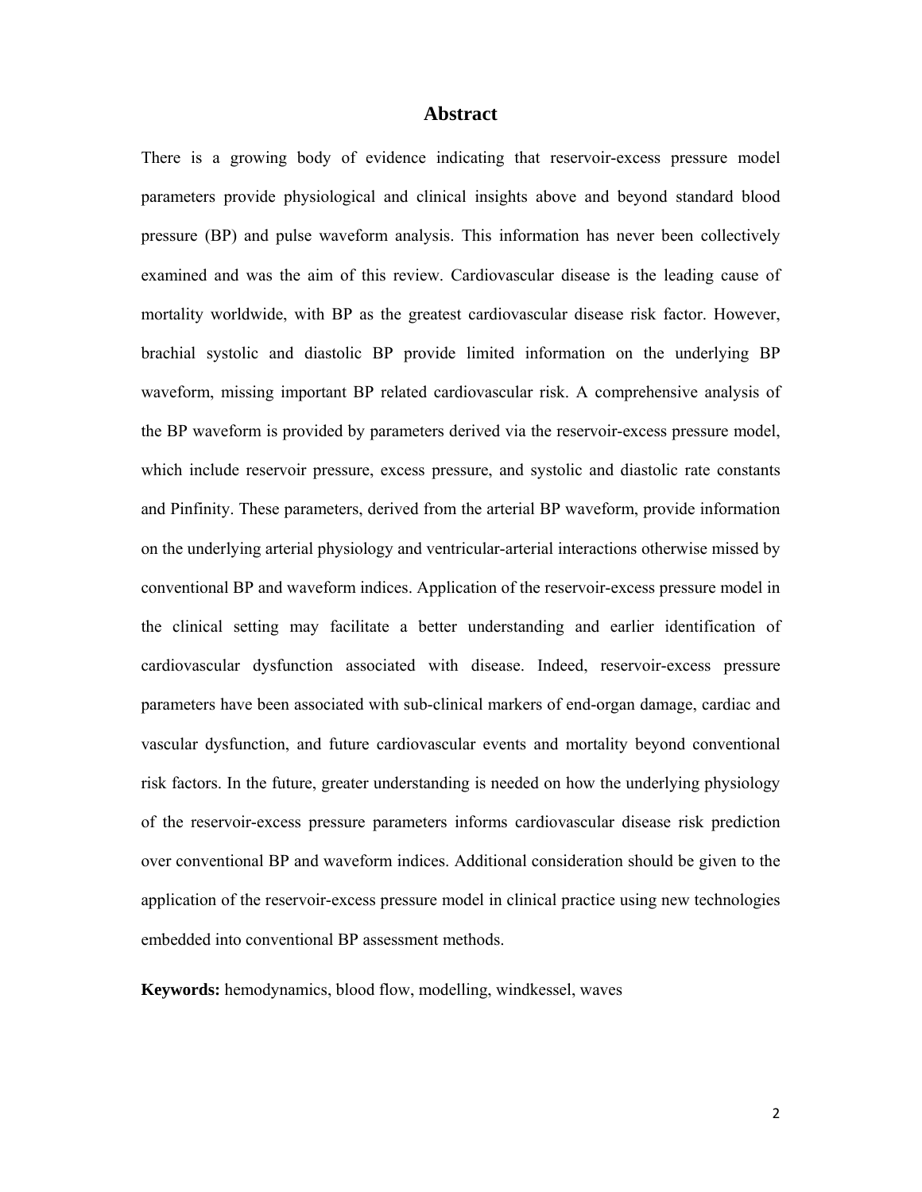## Abstract

There is a growing body of evidence indicating that reservoir-excess pressure model parameters provide physiological and clinical insights above and beyond standard blood pressure (BP) and pulse waveform analysis. This information has never been collectively examined and was the aim of this review. Cardiovascular disease is the leading cause of mortality worldwide, with BP as the greatest cardiovascular disease risk factor. However, brachial systolic and diastolic BP provide limited information on the underlying BP waveform, missing important BP related cardiovascular risk. A comprehensive analysis of the BP waveform is provided by parameters derived via the reservoir-excess pressure model, which include reservoir pressure, excess pressure, and systolic and diastolic rate constants and Pinfinity. These parameters, derived from the arterial BP waveform, provide information on the underlying arterial physiology and ventricular-arterial interactions otherwise missed by conventional BP and waveform indices. Application of the reservoir-excess pressure model in the clinical setting may facilitate a better understanding and earlier identification of cardiovascular dysfunction associated with disease. Indeed, reservoir-excess pressure parameters have been associated with sub-clinical markers of end-organ damage, cardiac and vascular dysfunction, and future cardiovascular events and mortality beyond conventional risk factors. In the future, greater understanding is needed on how the underlying physiology of the reservoir-excess pressure parameters informs cardiovascular disease risk prediction over conventional BP and waveform indices. Additional consideration should be given to the application of the reservoir-excess pressure model in clinical practice using new technologies embedded into conventional BP assessment methods.

**Keywords:** hemodynamics, blood flow, modelling, windkessel, waves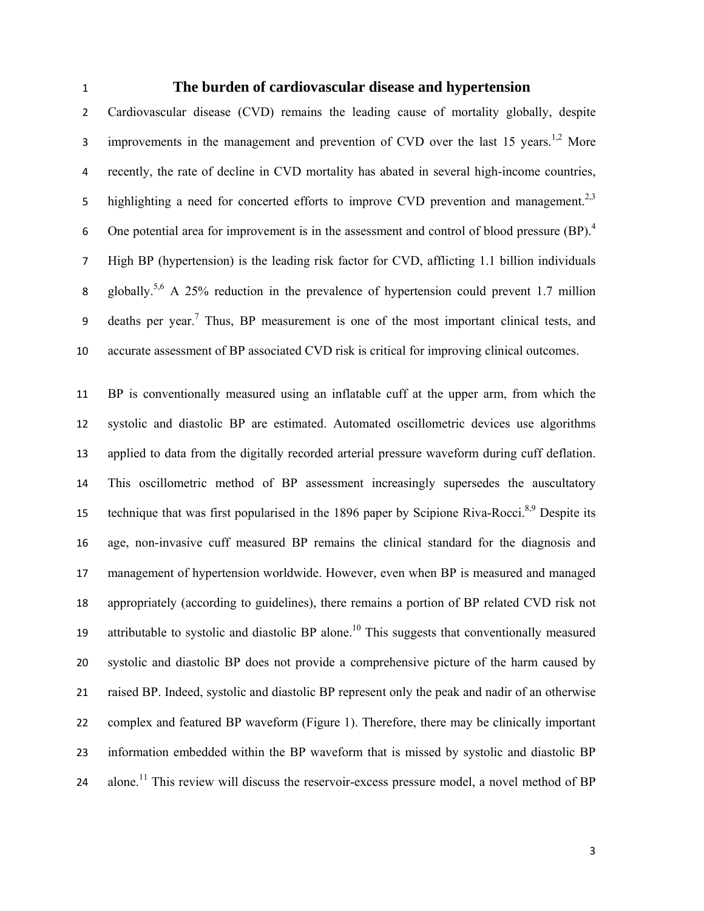# The burden of cardiovascular disease and hypertension

Cardiovascular disease (CVD) remains the leading cause of mortality globally, despite improvements in the management and prevention of CVD over the last 15 years.[1,2] More recently, the rate of decline in CVD mortality has abated in several high-income countries, highlighting a need for concerted efforts to improve CVD prevention and management.[2,3] One potential area for improvement is in the assessment and control of blood pressure (BP).[4] High BP (hypertension) is the leading risk factor for CVD, afflicting 1.1 billion individuals globally.[5,6] A 25% reduction in the prevalence of hypertension could prevent 1.7 million deaths per year.[7] Thus, BP measurement is one of the most important clinical tests, and accurate assessment of BP associated CVD risk is critical for improving clinical outcomes.

BP is conventionally measured using an inflatable cuff at the upper arm, from which the systolic and diastolic BP are estimated. Automated oscillometric devices use algorithms applied to data from the digitally recorded arterial pressure waveform during cuff deflation. This oscillometric method of BP assessment increasingly supersedes the auscultatory technique that was first popularised in the 1896 paper by Scipione Riva-Rocci.[8,9] Despite its age, non-invasive cuff measured BP remains the clinical standard for the diagnosis and management of hypertension worldwide. However, even when BP is measured and managed appropriately (according to guidelines), there remains a portion of BP related CVD risk not attributable to systolic and diastolic BP alone.[10] This suggests that conventionally measured systolic and diastolic BP does not provide a comprehensive picture of the harm caused by raised BP. Indeed, systolic and diastolic BP represent only the peak and nadir of an otherwise complex and featured BP waveform (Figure 1). Therefore, there may be clinically important information embedded within the BP waveform that is missed by systolic and diastolic BP alone.[11] This review will discuss the reservoir-excess pressure model, a novel method of BP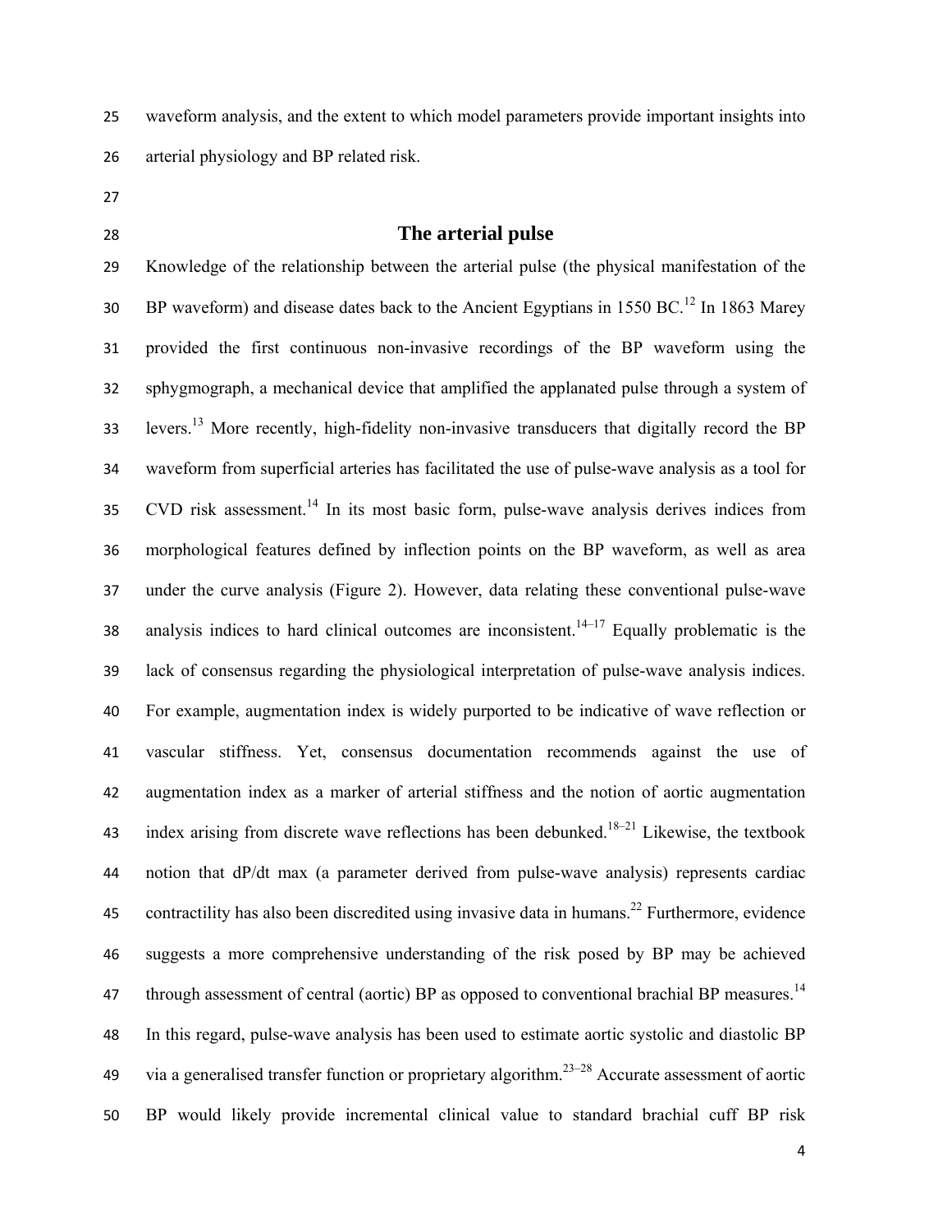waveform analysis, and the extent to which model parameters provide important insights into arterial physiology and BP related risk.

## The arterial pulse

Knowledge of the relationship between the arterial pulse (the physical manifestation of the BP waveform) and disease dates back to the Ancient Egyptians in 1550 BC.[12] In 1863 Marey provided the first continuous non-invasive recordings of the BP waveform using the sphygmograph, a mechanical device that amplified the applanated pulse through a system of levers.[13] More recently, high-fidelity non-invasive transducers that digitally record the BP waveform from superficial arteries has facilitated the use of pulse-wave analysis as a tool for CVD risk assessment.[14] In its most basic form, pulse-wave analysis derives indices from morphological features defined by inflection points on the BP waveform, as well as area under the curve analysis (Figure 2). However, data relating these conventional pulse-wave analysis indices to hard clinical outcomes are inconsistent.[14–17] Equally problematic is the lack of consensus regarding the physiological interpretation of pulse-wave analysis indices. For example, augmentation index is widely purported to be indicative of wave reflection or vascular stiffness. Yet, consensus documentation recommends against the use of augmentation index as a marker of arterial stiffness and the notion of aortic augmentation index arising from discrete wave reflections has been debunked.[18–21] Likewise, the textbook notion that dP/dt max (a parameter derived from pulse-wave analysis) represents cardiac contractility has also been discredited using invasive data in humans.[22] Furthermore, evidence suggests a more comprehensive understanding of the risk posed by BP may be achieved through assessment of central (aortic) BP as opposed to conventional brachial BP measures.[14] In this regard, pulse-wave analysis has been used to estimate aortic systolic and diastolic BP via a generalised transfer function or proprietary algorithm.[23–28] Accurate assessment of aortic BP would likely provide incremental clinical value to standard brachial cuff BP risk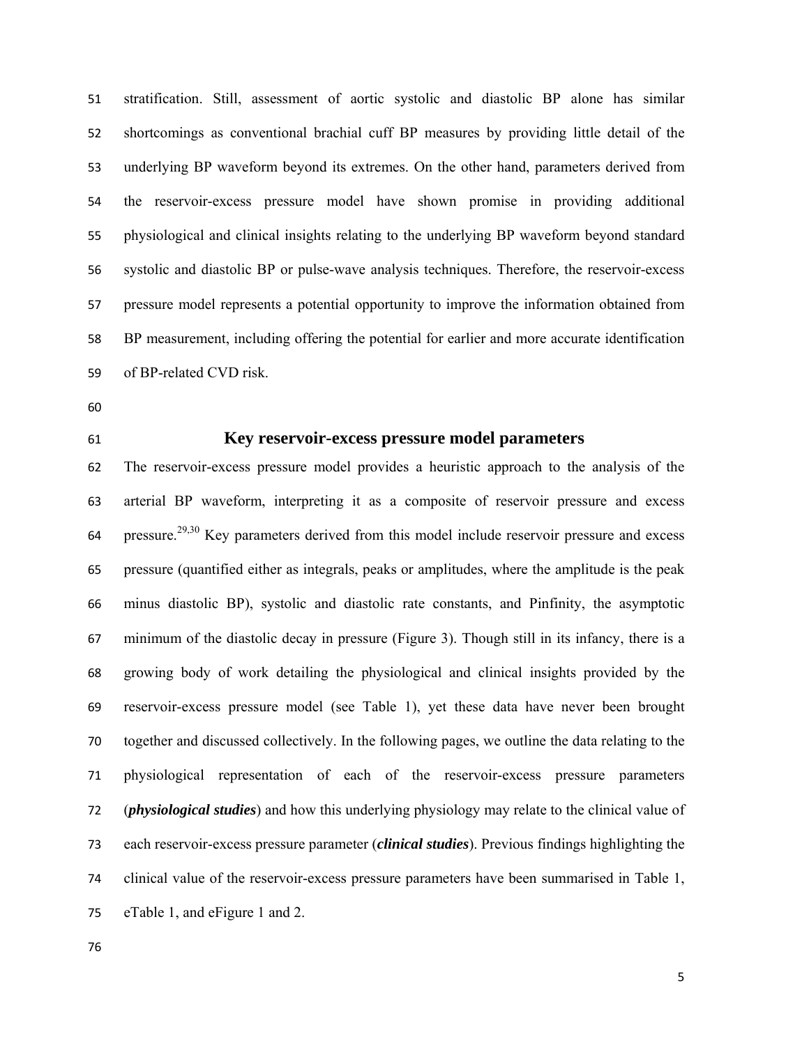stratification. Still, assessment of aortic systolic and diastolic BP alone has similar shortcomings as conventional brachial cuff BP measures by providing little detail of the underlying BP waveform beyond its extremes. On the other hand, parameters derived from the reservoir-excess pressure model have shown promise in providing additional physiological and clinical insights relating to the underlying BP waveform beyond standard systolic and diastolic BP or pulse-wave analysis techniques. Therefore, the reservoir-excess pressure model represents a potential opportunity to improve the information obtained from BP measurement, including offering the potential for earlier and more accurate identification of BP-related CVD risk.

## Key reservoir-excess pressure model parameters

The reservoir-excess pressure model provides a heuristic approach to the analysis of the arterial BP waveform, interpreting it as a composite of reservoir pressure and excess pressure.[29,30] Key parameters derived from this model include reservoir pressure and excess pressure (quantified either as integrals, peaks or amplitudes, where the amplitude is the peak minus diastolic BP), systolic and diastolic rate constants, and Pinfinity, the asymptotic minimum of the diastolic decay in pressure (Figure 3). Though still in its infancy, there is a growing body of work detailing the physiological and clinical insights provided by the reservoir-excess pressure model (see Table 1), yet these data have never been brought together and discussed collectively. In the following pages, we outline the data relating to the physiological representation of each of the reservoir-excess pressure parameters (***physiological studies***) and how this underlying physiology may relate to the clinical value of each reservoir-excess pressure parameter (***clinical studies***). Previous findings highlighting the clinical value of the reservoir-excess pressure parameters have been summarised in Table 1, eTable 1, and eFigure 1 and 2.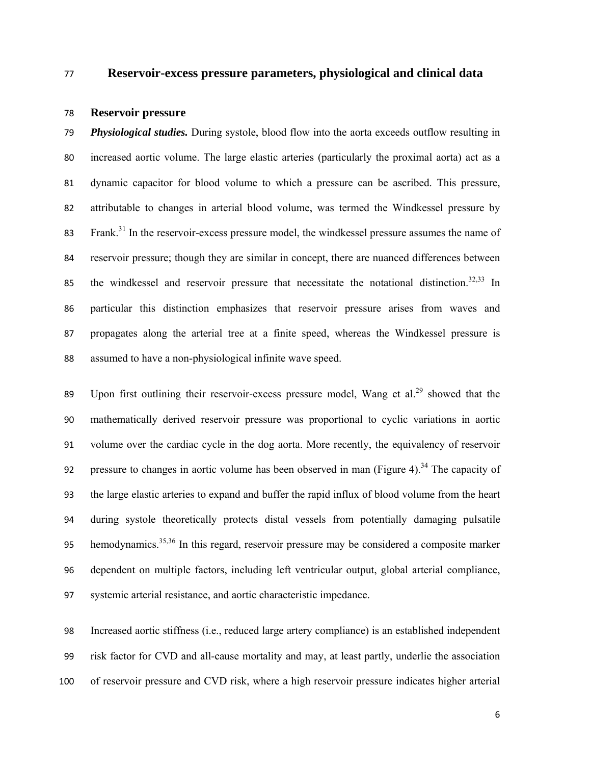# Reservoir-excess pressure parameters, physiological and clinical data

## Reservoir pressure

***Physiological studies.*** During systole, blood flow into the aorta exceeds outflow resulting in increased aortic volume. The large elastic arteries (particularly the proximal aorta) act as a dynamic capacitor for blood volume to which a pressure can be ascribed. This pressure, attributable to changes in arterial blood volume, was termed the Windkessel pressure by Frank.[31] In the reservoir-excess pressure model, the windkessel pressure assumes the name of reservoir pressure; though they are similar in concept, there are nuanced differences between the windkessel and reservoir pressure that necessitate the notational distinction.[32,33] In particular this distinction emphasizes that reservoir pressure arises from waves and propagates along the arterial tree at a finite speed, whereas the Windkessel pressure is assumed to have a non-physiological infinite wave speed.

Upon first outlining their reservoir-excess pressure model, Wang et al.[29] showed that the mathematically derived reservoir pressure was proportional to cyclic variations in aortic volume over the cardiac cycle in the dog aorta. More recently, the equivalency of reservoir pressure to changes in aortic volume has been observed in man (Figure 4).[34] The capacity of the large elastic arteries to expand and buffer the rapid influx of blood volume from the heart during systole theoretically protects distal vessels from potentially damaging pulsatile hemodynamics.[35,36] In this regard, reservoir pressure may be considered a composite marker dependent on multiple factors, including left ventricular output, global arterial compliance, systemic arterial resistance, and aortic characteristic impedance.

Increased aortic stiffness (i.e., reduced large artery compliance) is an established independent risk factor for CVD and all-cause mortality and may, at least partly, underlie the association of reservoir pressure and CVD risk, where a high reservoir pressure indicates higher arterial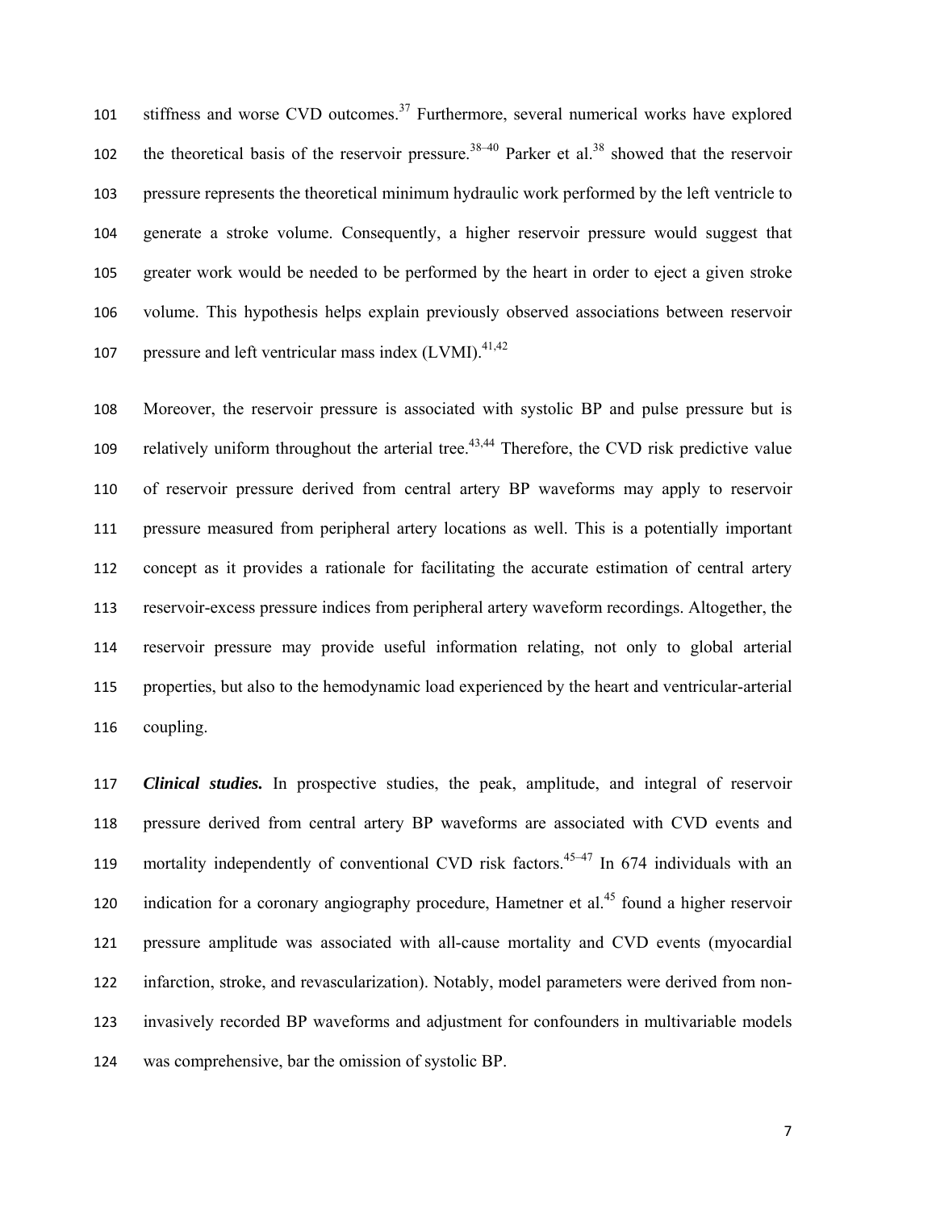stiffness and worse CVD outcomes.[37] Furthermore, several numerical works have explored the theoretical basis of the reservoir pressure.[38–40] Parker et al.[38] showed that the reservoir pressure represents the theoretical minimum hydraulic work performed by the left ventricle to generate a stroke volume. Consequently, a higher reservoir pressure would suggest that greater work would be needed to be performed by the heart in order to eject a given stroke volume. This hypothesis helps explain previously observed associations between reservoir pressure and left ventricular mass index (LVMI).[41,42]

Moreover, the reservoir pressure is associated with systolic BP and pulse pressure but is relatively uniform throughout the arterial tree.[43,44] Therefore, the CVD risk predictive value of reservoir pressure derived from central artery BP waveforms may apply to reservoir pressure measured from peripheral artery locations as well. This is a potentially important concept as it provides a rationale for facilitating the accurate estimation of central artery reservoir-excess pressure indices from peripheral artery waveform recordings. Altogether, the reservoir pressure may provide useful information relating, not only to global arterial properties, but also to the hemodynamic load experienced by the heart and ventricular-arterial coupling.

***Clinical studies.*** In prospective studies, the peak, amplitude, and integral of reservoir pressure derived from central artery BP waveforms are associated with CVD events and mortality independently of conventional CVD risk factors.[45–47] In 674 individuals with an indication for a coronary angiography procedure, Hametner et al.[45] found a higher reservoir pressure amplitude was associated with all-cause mortality and CVD events (myocardial infarction, stroke, and revascularization). Notably, model parameters were derived from non-invasively recorded BP waveforms and adjustment for confounders in multivariable models was comprehensive, bar the omission of systolic BP.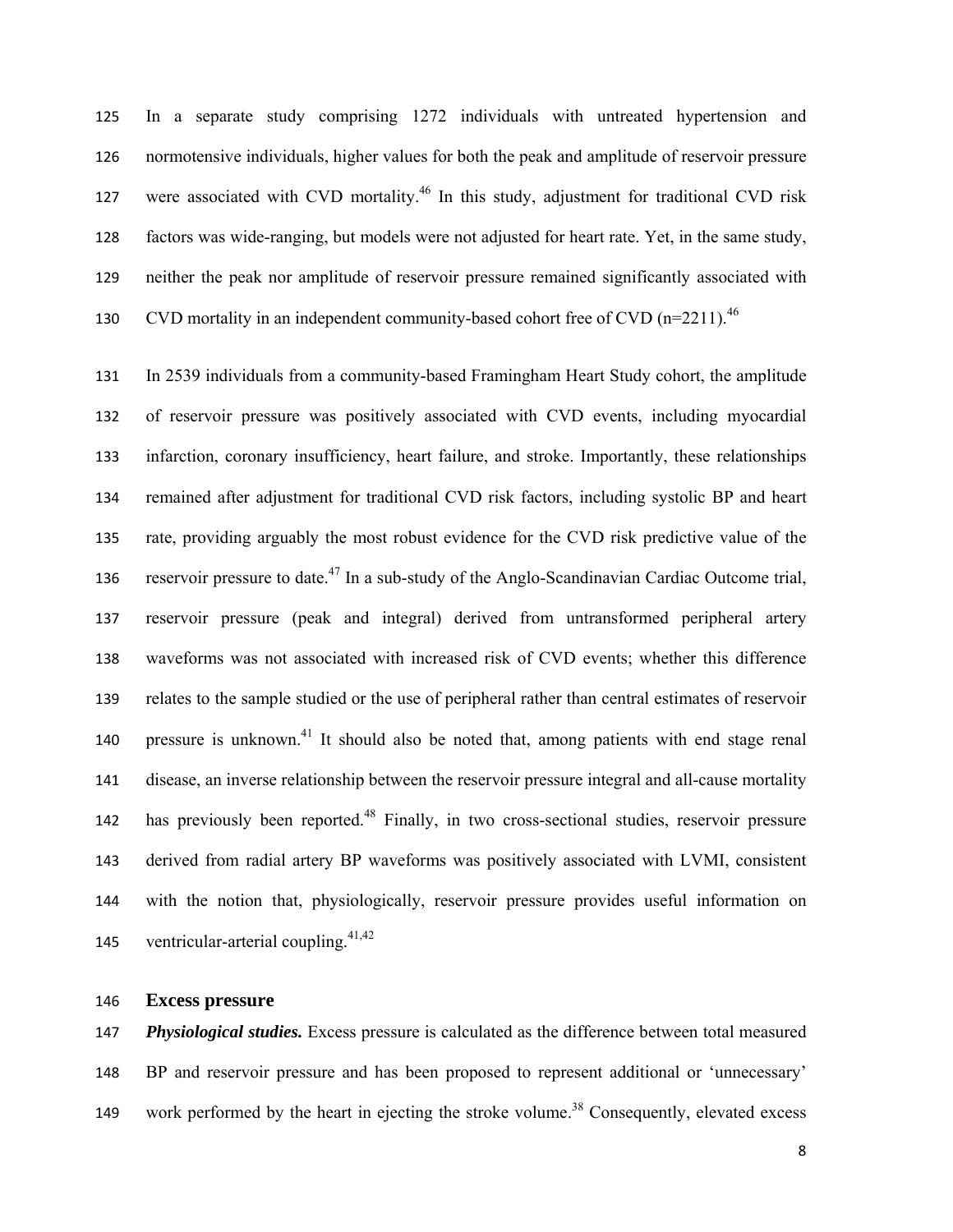In a separate study comprising 1272 individuals with untreated hypertension and normotensive individuals, higher values for both the peak and amplitude of reservoir pressure were associated with CVD mortality.[46] In this study, adjustment for traditional CVD risk factors was wide-ranging, but models were not adjusted for heart rate. Yet, in the same study, neither the peak nor amplitude of reservoir pressure remained significantly associated with CVD mortality in an independent community-based cohort free of CVD (n=2211).[46]

In 2539 individuals from a community-based Framingham Heart Study cohort, the amplitude of reservoir pressure was positively associated with CVD events, including myocardial infarction, coronary insufficiency, heart failure, and stroke. Importantly, these relationships remained after adjustment for traditional CVD risk factors, including systolic BP and heart rate, providing arguably the most robust evidence for the CVD risk predictive value of the reservoir pressure to date.[47] In a sub-study of the Anglo-Scandinavian Cardiac Outcome trial, reservoir pressure (peak and integral) derived from untransformed peripheral artery waveforms was not associated with increased risk of CVD events; whether this difference relates to the sample studied or the use of peripheral rather than central estimates of reservoir pressure is unknown.[41] It should also be noted that, among patients with end stage renal disease, an inverse relationship between the reservoir pressure integral and all-cause mortality has previously been reported.[48] Finally, in two cross-sectional studies, reservoir pressure derived from radial artery BP waveforms was positively associated with LVMI, consistent with the notion that, physiologically, reservoir pressure provides useful information on ventricular-arterial coupling.[41,42]

## Excess pressure

***Physiological studies.*** Excess pressure is calculated as the difference between total measured BP and reservoir pressure and has been proposed to represent additional or 'unnecessary' work performed by the heart in ejecting the stroke volume.[38] Consequently, elevated excess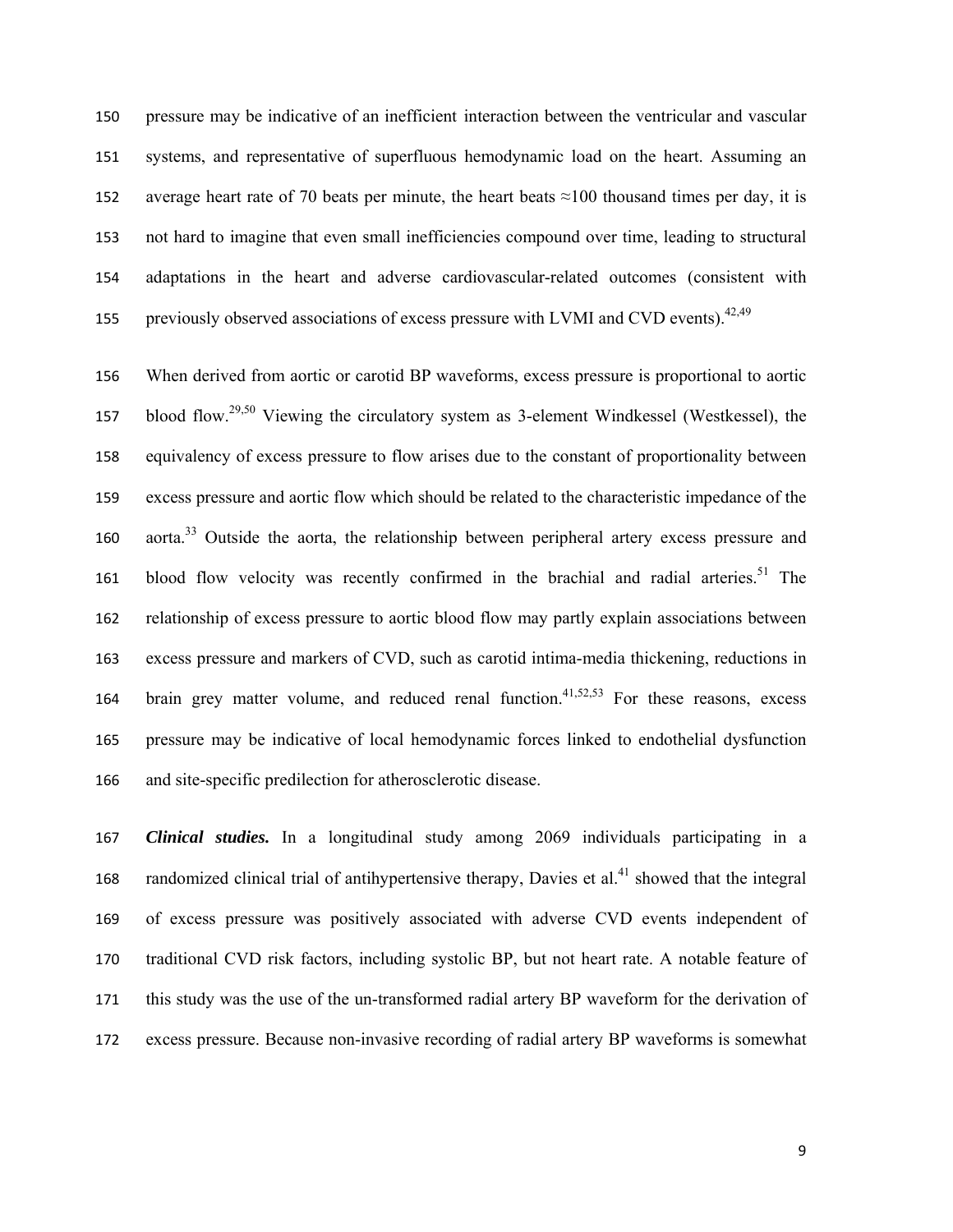pressure may be indicative of an inefficient interaction between the ventricular and vascular systems, and representative of superfluous hemodynamic load on the heart. Assuming an average heart rate of 70 beats per minute, the heart beats ≈100 thousand times per day, it is not hard to imagine that even small inefficiencies compound over time, leading to structural adaptations in the heart and adverse cardiovascular-related outcomes (consistent with previously observed associations of excess pressure with LVMI and CVD events).[42,49]

When derived from aortic or carotid BP waveforms, excess pressure is proportional to aortic blood flow.[29,50] Viewing the circulatory system as 3-element Windkessel (Westkessel), the equivalency of excess pressure to flow arises due to the constant of proportionality between excess pressure and aortic flow which should be related to the characteristic impedance of the aorta.[33] Outside the aorta, the relationship between peripheral artery excess pressure and blood flow velocity was recently confirmed in the brachial and radial arteries.[51] The relationship of excess pressure to aortic blood flow may partly explain associations between excess pressure and markers of CVD, such as carotid intima-media thickening, reductions in brain grey matter volume, and reduced renal function.[41,52,53] For these reasons, excess pressure may be indicative of local hemodynamic forces linked to endothelial dysfunction and site-specific predilection for atherosclerotic disease.

***Clinical studies.*** In a longitudinal study among 2069 individuals participating in a randomized clinical trial of antihypertensive therapy, Davies et al.[41] showed that the integral of excess pressure was positively associated with adverse CVD events independent of traditional CVD risk factors, including systolic BP, but not heart rate. A notable feature of this study was the use of the un-transformed radial artery BP waveform for the derivation of excess pressure. Because non-invasive recording of radial artery BP waveforms is somewhat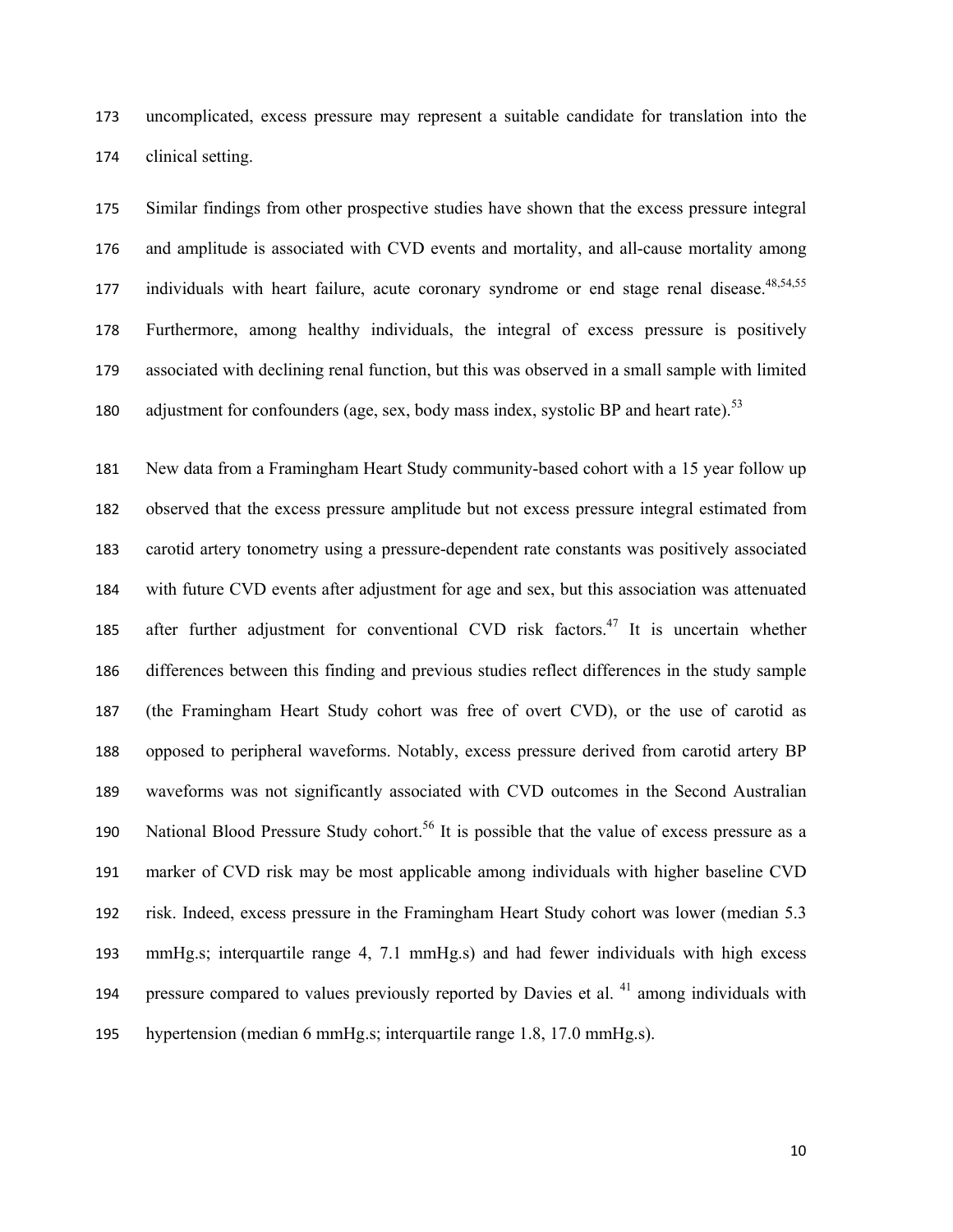uncomplicated, excess pressure may represent a suitable candidate for translation into the clinical setting.

Similar findings from other prospective studies have shown that the excess pressure integral and amplitude is associated with CVD events and mortality, and all-cause mortality among individuals with heart failure, acute coronary syndrome or end stage renal disease.[48,54,55] Furthermore, among healthy individuals, the integral of excess pressure is positively associated with declining renal function, but this was observed in a small sample with limited adjustment for confounders (age, sex, body mass index, systolic BP and heart rate).[53]

New data from a Framingham Heart Study community-based cohort with a 15 year follow up observed that the excess pressure amplitude but not excess pressure integral estimated from carotid artery tonometry using a pressure-dependent rate constants was positively associated with future CVD events after adjustment for age and sex, but this association was attenuated after further adjustment for conventional CVD risk factors.[47] It is uncertain whether differences between this finding and previous studies reflect differences in the study sample (the Framingham Heart Study cohort was free of overt CVD), or the use of carotid as opposed to peripheral waveforms. Notably, excess pressure derived from carotid artery BP waveforms was not significantly associated with CVD outcomes in the Second Australian National Blood Pressure Study cohort.[56] It is possible that the value of excess pressure as a marker of CVD risk may be most applicable among individuals with higher baseline CVD risk. Indeed, excess pressure in the Framingham Heart Study cohort was lower (median 5.3 mmHg.s; interquartile range 4, 7.1 mmHg.s) and had fewer individuals with high excess pressure compared to values previously reported by Davies et al. [41] among individuals with hypertension (median 6 mmHg.s; interquartile range 1.8, 17.0 mmHg.s).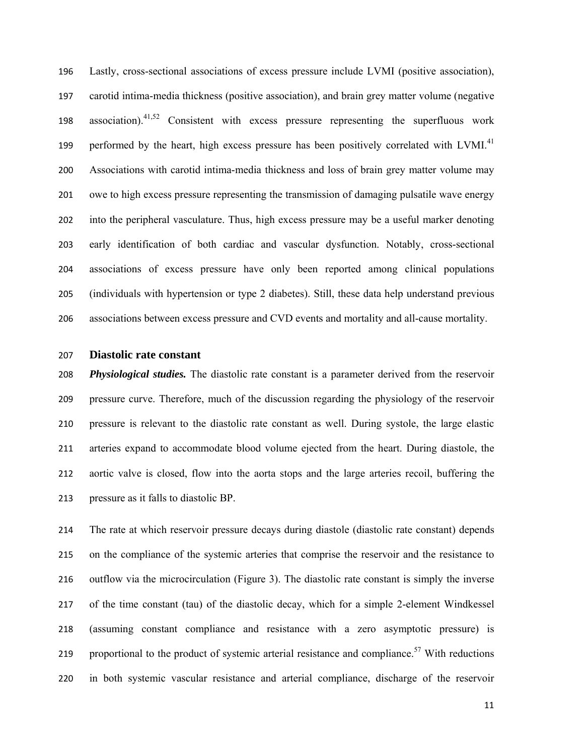Lastly, cross-sectional associations of excess pressure include LVMI (positive association), carotid intima-media thickness (positive association), and brain grey matter volume (negative association).[41,52] Consistent with excess pressure representing the superfluous work performed by the heart, high excess pressure has been positively correlated with LVMI.[41] Associations with carotid intima-media thickness and loss of brain grey matter volume may owe to high excess pressure representing the transmission of damaging pulsatile wave energy into the peripheral vasculature. Thus, high excess pressure may be a useful marker denoting early identification of both cardiac and vascular dysfunction. Notably, cross-sectional associations of excess pressure have only been reported among clinical populations (individuals with hypertension or type 2 diabetes). Still, these data help understand previous associations between excess pressure and CVD events and mortality and all-cause mortality.

## Diastolic rate constant

***Physiological studies.*** The diastolic rate constant is a parameter derived from the reservoir pressure curve. Therefore, much of the discussion regarding the physiology of the reservoir pressure is relevant to the diastolic rate constant as well. During systole, the large elastic arteries expand to accommodate blood volume ejected from the heart. During diastole, the aortic valve is closed, flow into the aorta stops and the large arteries recoil, buffering the pressure as it falls to diastolic BP.

The rate at which reservoir pressure decays during diastole (diastolic rate constant) depends on the compliance of the systemic arteries that comprise the reservoir and the resistance to outflow via the microcirculation (Figure 3). The diastolic rate constant is simply the inverse of the time constant (tau) of the diastolic decay, which for a simple 2-element Windkessel (assuming constant compliance and resistance with a zero asymptotic pressure) is proportional to the product of systemic arterial resistance and compliance.[57] With reductions in both systemic vascular resistance and arterial compliance, discharge of the reservoir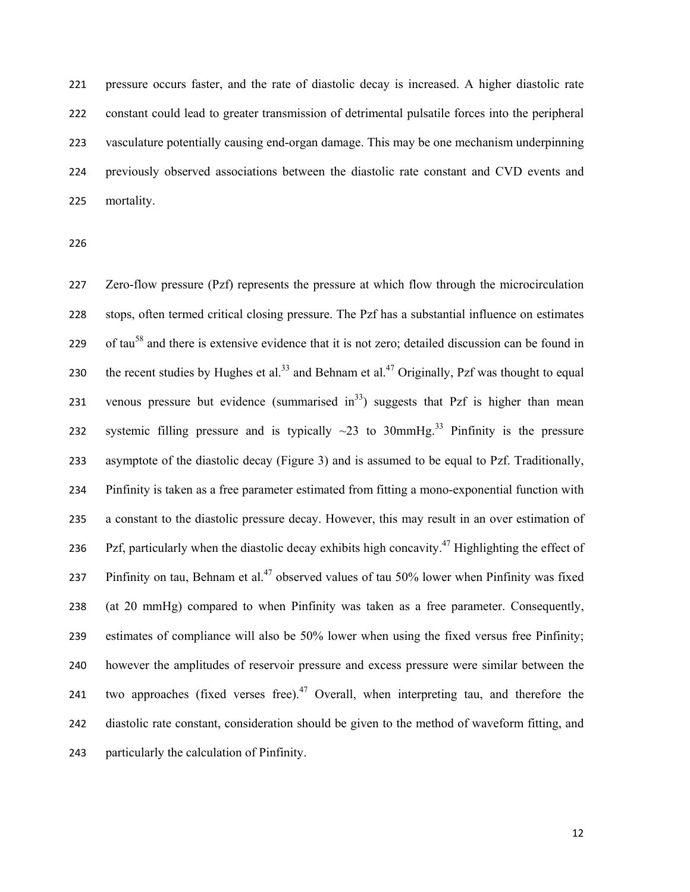pressure occurs faster, and the rate of diastolic decay is increased. A higher diastolic rate constant could lead to greater transmission of detrimental pulsatile forces into the peripheral vasculature potentially causing end-organ damage. This may be one mechanism underpinning previously observed associations between the diastolic rate constant and CVD events and mortality.

Zero-flow pressure (Pzf) represents the pressure at which flow through the microcirculation stops, often termed critical closing pressure. The Pzf has a substantial influence on estimates of tau[58] and there is extensive evidence that it is not zero; detailed discussion can be found in the recent studies by Hughes et al.[33] and Behnam et al.[47] Originally, Pzf was thought to equal venous pressure but evidence (summarised in[33]) suggests that Pzf is higher than mean systemic filling pressure and is typically ~23 to 30mmHg.[33] Pinfinity is the pressure asymptote of the diastolic decay (Figure 3) and is assumed to be equal to Pzf. Traditionally, Pinfinity is taken as a free parameter estimated from fitting a mono-exponential function with a constant to the diastolic pressure decay. However, this may result in an over estimation of Pzf, particularly when the diastolic decay exhibits high concavity.[47] Highlighting the effect of Pinfinity on tau, Behnam et al.[47] observed values of tau 50% lower when Pinfinity was fixed (at 20 mmHg) compared to when Pinfinity was taken as a free parameter. Consequently, estimates of compliance will also be 50% lower when using the fixed versus free Pinfinity; however the amplitudes of reservoir pressure and excess pressure were similar between the two approaches (fixed verses free).[47] Overall, when interpreting tau, and therefore the diastolic rate constant, consideration should be given to the method of waveform fitting, and particularly the calculation of Pinfinity.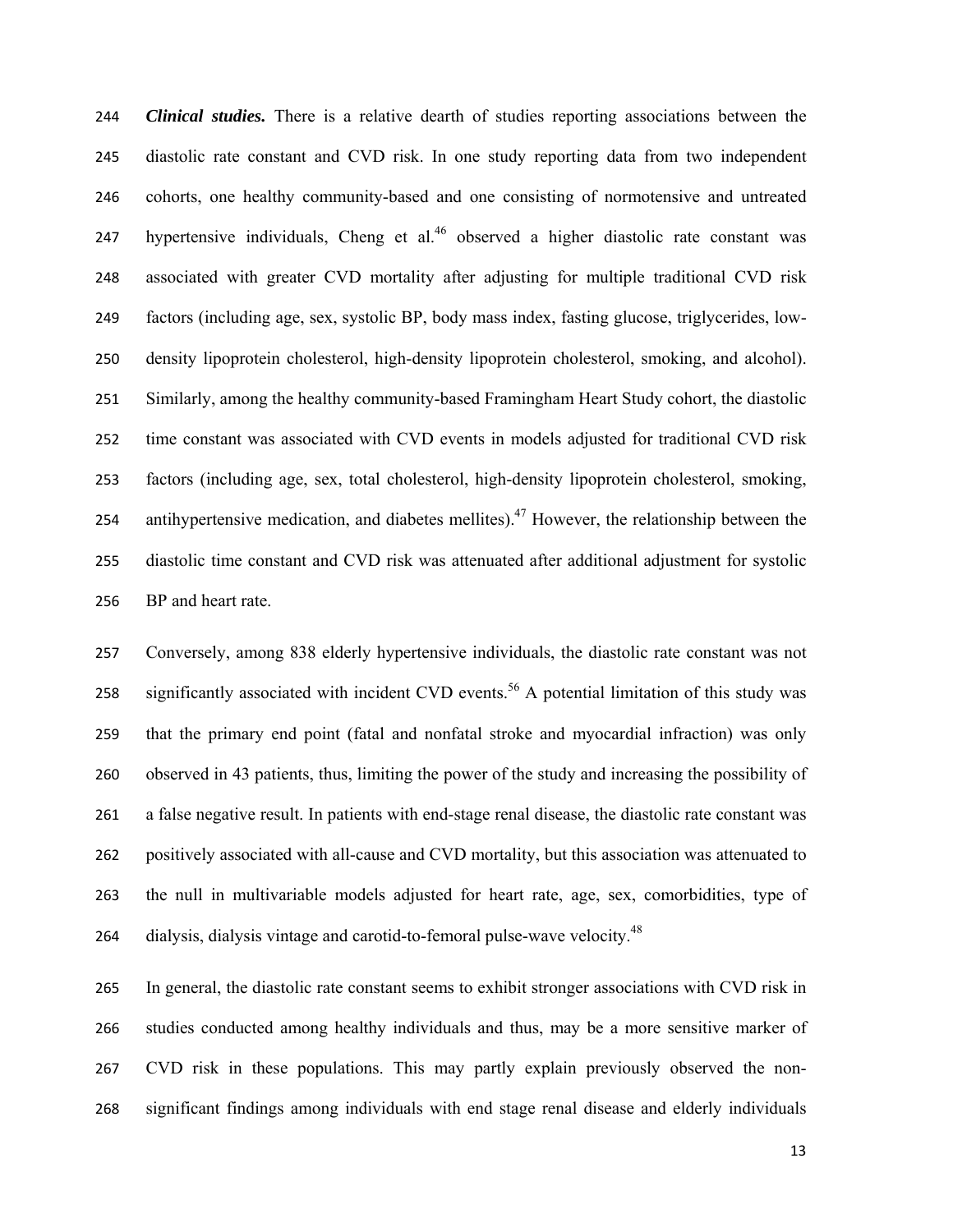***Clinical studies.*** There is a relative dearth of studies reporting associations between the diastolic rate constant and CVD risk. In one study reporting data from two independent cohorts, one healthy community-based and one consisting of normotensive and untreated hypertensive individuals, Cheng et al.[46] observed a higher diastolic rate constant was associated with greater CVD mortality after adjusting for multiple traditional CVD risk factors (including age, sex, systolic BP, body mass index, fasting glucose, triglycerides, low-density lipoprotein cholesterol, high-density lipoprotein cholesterol, smoking, and alcohol). Similarly, among the healthy community-based Framingham Heart Study cohort, the diastolic time constant was associated with CVD events in models adjusted for traditional CVD risk factors (including age, sex, total cholesterol, high-density lipoprotein cholesterol, smoking, antihypertensive medication, and diabetes mellites).[47] However, the relationship between the diastolic time constant and CVD risk was attenuated after additional adjustment for systolic BP and heart rate.

Conversely, among 838 elderly hypertensive individuals, the diastolic rate constant was not significantly associated with incident CVD events.[56] A potential limitation of this study was that the primary end point (fatal and nonfatal stroke and myocardial infraction) was only observed in 43 patients, thus, limiting the power of the study and increasing the possibility of a false negative result. In patients with end-stage renal disease, the diastolic rate constant was positively associated with all-cause and CVD mortality, but this association was attenuated to the null in multivariable models adjusted for heart rate, age, sex, comorbidities, type of dialysis, dialysis vintage and carotid-to-femoral pulse-wave velocity.[48]

In general, the diastolic rate constant seems to exhibit stronger associations with CVD risk in studies conducted among healthy individuals and thus, may be a more sensitive marker of CVD risk in these populations. This may partly explain previously observed the non-significant findings among individuals with end stage renal disease and elderly individuals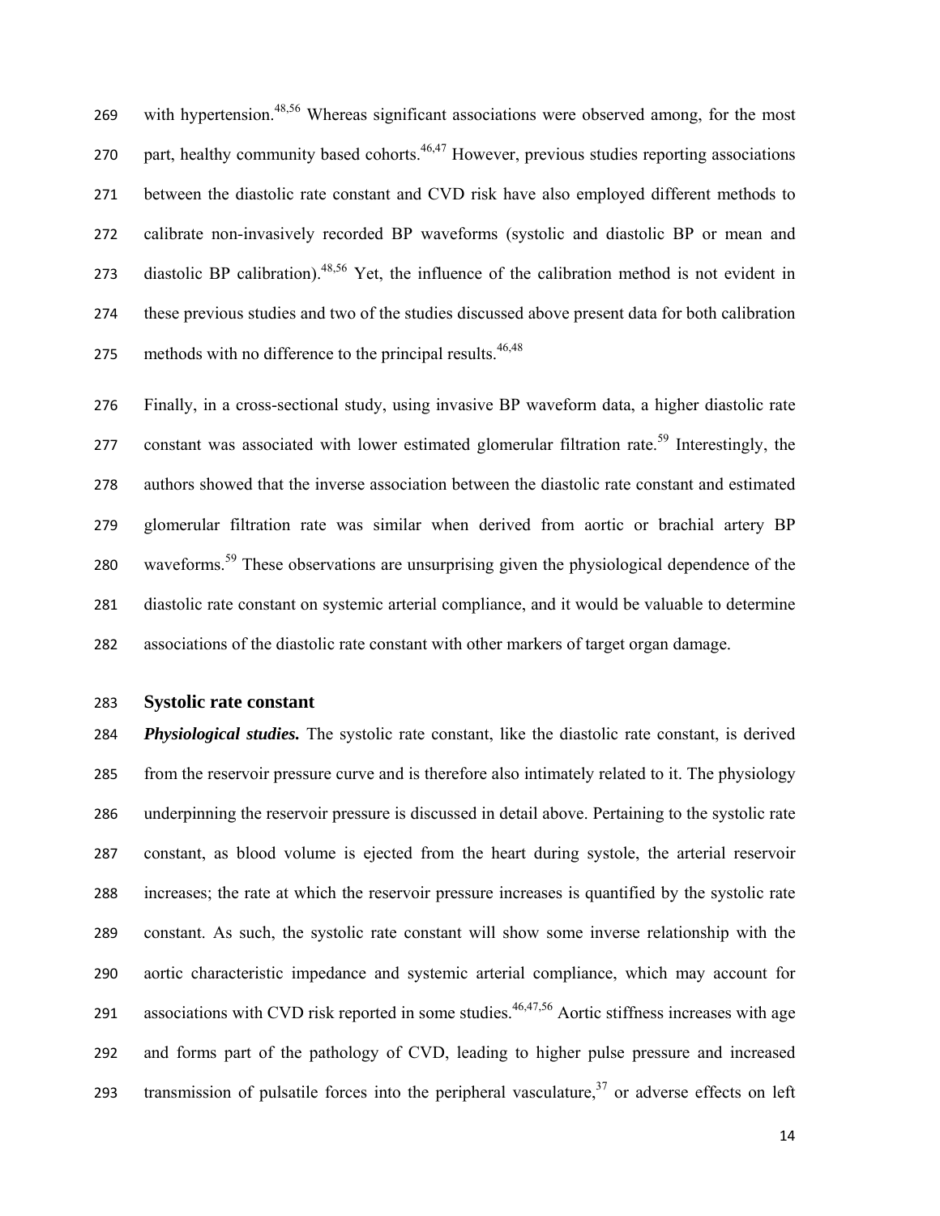with hypertension.[48,56] Whereas significant associations were observed among, for the most part, healthy community based cohorts.[46,47] However, previous studies reporting associations between the diastolic rate constant and CVD risk have also employed different methods to calibrate non-invasively recorded BP waveforms (systolic and diastolic BP or mean and diastolic BP calibration).[48,56] Yet, the influence of the calibration method is not evident in these previous studies and two of the studies discussed above present data for both calibration methods with no difference to the principal results.[46,48]

Finally, in a cross-sectional study, using invasive BP waveform data, a higher diastolic rate constant was associated with lower estimated glomerular filtration rate.[59] Interestingly, the authors showed that the inverse association between the diastolic rate constant and estimated glomerular filtration rate was similar when derived from aortic or brachial artery BP waveforms.[59] These observations are unsurprising given the physiological dependence of the diastolic rate constant on systemic arterial compliance, and it would be valuable to determine associations of the diastolic rate constant with other markers of target organ damage.

## Systolic rate constant

***Physiological studies.*** The systolic rate constant, like the diastolic rate constant, is derived from the reservoir pressure curve and is therefore also intimately related to it. The physiology underpinning the reservoir pressure is discussed in detail above. Pertaining to the systolic rate constant, as blood volume is ejected from the heart during systole, the arterial reservoir increases; the rate at which the reservoir pressure increases is quantified by the systolic rate constant. As such, the systolic rate constant will show some inverse relationship with the aortic characteristic impedance and systemic arterial compliance, which may account for associations with CVD risk reported in some studies.[46,47,56] Aortic stiffness increases with age and forms part of the pathology of CVD, leading to higher pulse pressure and increased transmission of pulsatile forces into the peripheral vasculature,[37] or adverse effects on left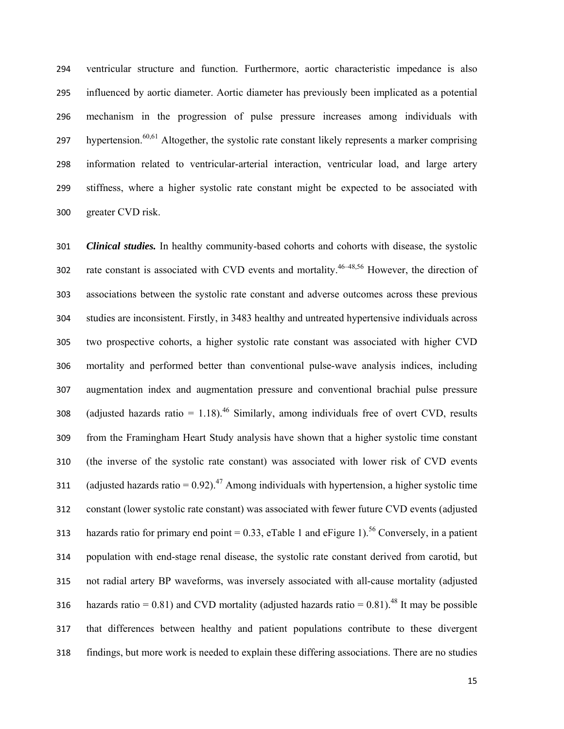ventricular structure and function. Furthermore, aortic characteristic impedance is also influenced by aortic diameter. Aortic diameter has previously been implicated as a potential mechanism in the progression of pulse pressure increases among individuals with hypertension.[60,61] Altogether, the systolic rate constant likely represents a marker comprising information related to ventricular-arterial interaction, ventricular load, and large artery stiffness, where a higher systolic rate constant might be expected to be associated with greater CVD risk.

***Clinical studies.*** In healthy community-based cohorts and cohorts with disease, the systolic rate constant is associated with CVD events and mortality.[46–48,56] However, the direction of associations between the systolic rate constant and adverse outcomes across these previous studies are inconsistent. Firstly, in 3483 healthy and untreated hypertensive individuals across two prospective cohorts, a higher systolic rate constant was associated with higher CVD mortality and performed better than conventional pulse-wave analysis indices, including augmentation index and augmentation pressure and conventional brachial pulse pressure (adjusted hazards ratio = 1.18).[46] Similarly, among individuals free of overt CVD, results from the Framingham Heart Study analysis have shown that a higher systolic time constant (the inverse of the systolic rate constant) was associated with lower risk of CVD events (adjusted hazards ratio = 0.92).[47] Among individuals with hypertension, a higher systolic time constant (lower systolic rate constant) was associated with fewer future CVD events (adjusted hazards ratio for primary end point = 0.33, eTable 1 and eFigure 1).[56] Conversely, in a patient population with end-stage renal disease, the systolic rate constant derived from carotid, but not radial artery BP waveforms, was inversely associated with all-cause mortality (adjusted hazards ratio = 0.81) and CVD mortality (adjusted hazards ratio = 0.81).[48] It may be possible that differences between healthy and patient populations contribute to these divergent findings, but more work is needed to explain these differing associations. There are no studies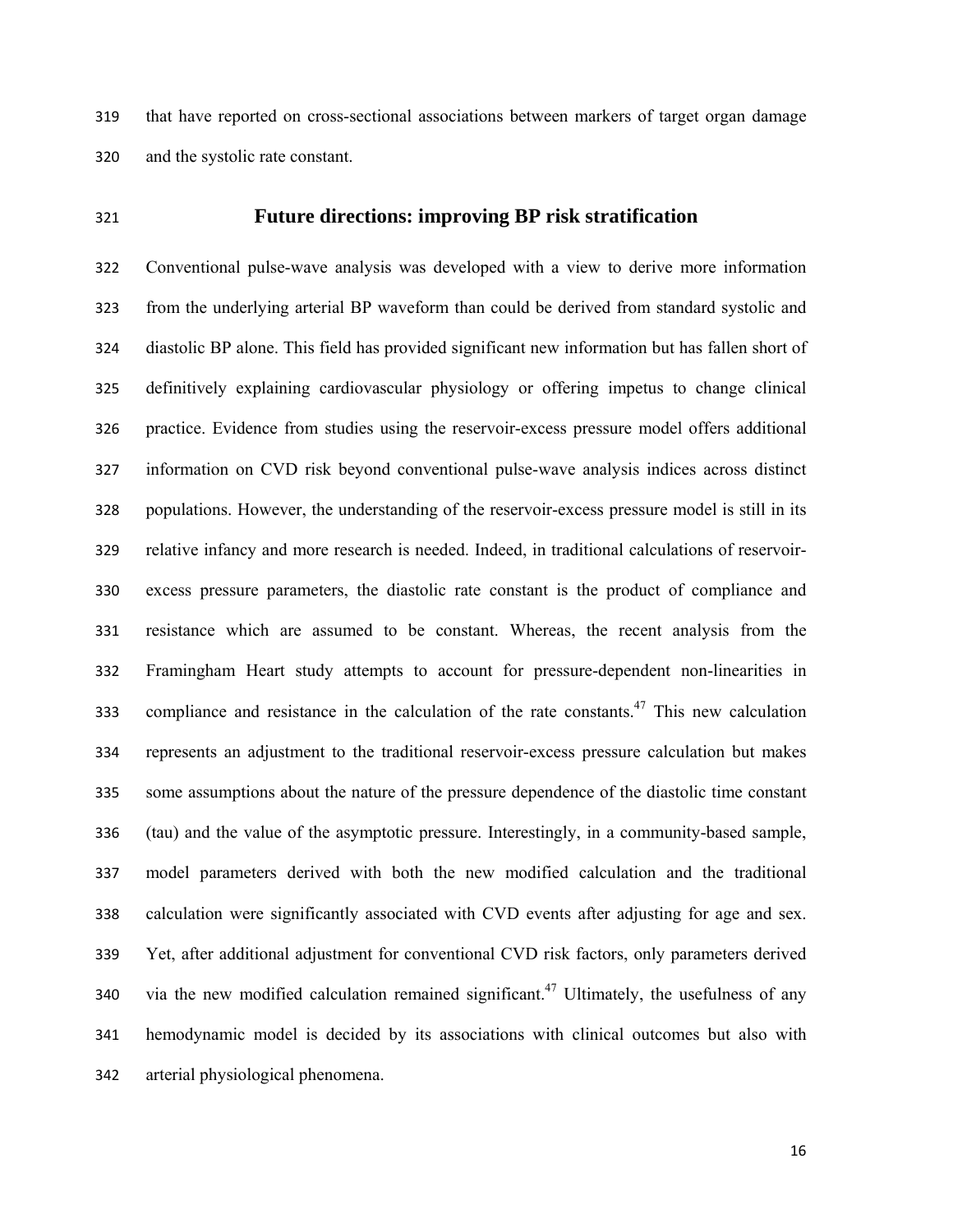that have reported on cross-sectional associations between markers of target organ damage and the systolic rate constant.

## Future directions: improving BP risk stratification

Conventional pulse-wave analysis was developed with a view to derive more information from the underlying arterial BP waveform than could be derived from standard systolic and diastolic BP alone. This field has provided significant new information but has fallen short of definitively explaining cardiovascular physiology or offering impetus to change clinical practice. Evidence from studies using the reservoir-excess pressure model offers additional information on CVD risk beyond conventional pulse-wave analysis indices across distinct populations. However, the understanding of the reservoir-excess pressure model is still in its relative infancy and more research is needed. Indeed, in traditional calculations of reservoir-excess pressure parameters, the diastolic rate constant is the product of compliance and resistance which are assumed to be constant. Whereas, the recent analysis from the Framingham Heart study attempts to account for pressure-dependent non-linearities in compliance and resistance in the calculation of the rate constants.[47] This new calculation represents an adjustment to the traditional reservoir-excess pressure calculation but makes some assumptions about the nature of the pressure dependence of the diastolic time constant (tau) and the value of the asymptotic pressure. Interestingly, in a community-based sample, model parameters derived with both the new modified calculation and the traditional calculation were significantly associated with CVD events after adjusting for age and sex. Yet, after additional adjustment for conventional CVD risk factors, only parameters derived via the new modified calculation remained significant.[47] Ultimately, the usefulness of any hemodynamic model is decided by its associations with clinical outcomes but also with arterial physiological phenomena.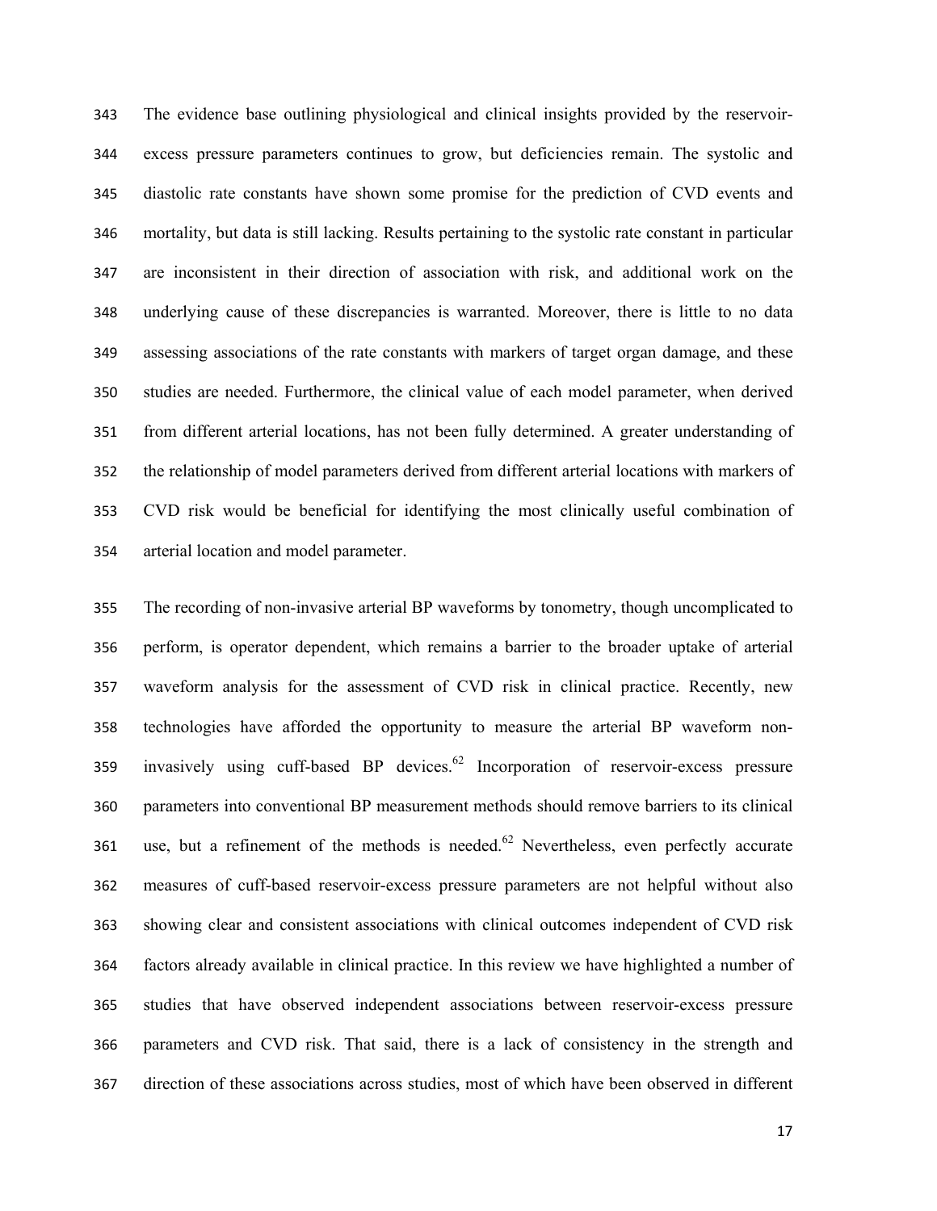The evidence base outlining physiological and clinical insights provided by the reservoir-excess pressure parameters continues to grow, but deficiencies remain. The systolic and diastolic rate constants have shown some promise for the prediction of CVD events and mortality, but data is still lacking. Results pertaining to the systolic rate constant in particular are inconsistent in their direction of association with risk, and additional work on the underlying cause of these discrepancies is warranted. Moreover, there is little to no data assessing associations of the rate constants with markers of target organ damage, and these studies are needed. Furthermore, the clinical value of each model parameter, when derived from different arterial locations, has not been fully determined. A greater understanding of the relationship of model parameters derived from different arterial locations with markers of CVD risk would be beneficial for identifying the most clinically useful combination of arterial location and model parameter.

The recording of non-invasive arterial BP waveforms by tonometry, though uncomplicated to perform, is operator dependent, which remains a barrier to the broader uptake of arterial waveform analysis for the assessment of CVD risk in clinical practice. Recently, new technologies have afforded the opportunity to measure the arterial BP waveform non-invasively using cuff-based BP devices.[62] Incorporation of reservoir-excess pressure parameters into conventional BP measurement methods should remove barriers to its clinical use, but a refinement of the methods is needed.[62] Nevertheless, even perfectly accurate measures of cuff-based reservoir-excess pressure parameters are not helpful without also showing clear and consistent associations with clinical outcomes independent of CVD risk factors already available in clinical practice. In this review we have highlighted a number of studies that have observed independent associations between reservoir-excess pressure parameters and CVD risk. That said, there is a lack of consistency in the strength and direction of these associations across studies, most of which have been observed in different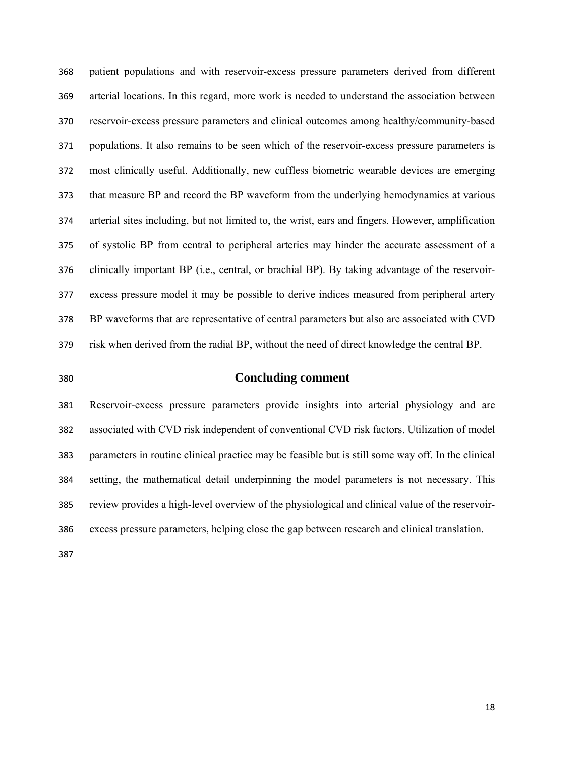patient populations and with reservoir-excess pressure parameters derived from different arterial locations. In this regard, more work is needed to understand the association between reservoir-excess pressure parameters and clinical outcomes among healthy/community-based populations. It also remains to be seen which of the reservoir-excess pressure parameters is most clinically useful. Additionally, new cuffless biometric wearable devices are emerging that measure BP and record the BP waveform from the underlying hemodynamics at various arterial sites including, but not limited to, the wrist, ears and fingers. However, amplification of systolic BP from central to peripheral arteries may hinder the accurate assessment of a clinically important BP (i.e., central, or brachial BP). By taking advantage of the reservoir-excess pressure model it may be possible to derive indices measured from peripheral artery BP waveforms that are representative of central parameters but also are associated with CVD risk when derived from the radial BP, without the need of direct knowledge the central BP.

## Concluding comment

Reservoir-excess pressure parameters provide insights into arterial physiology and are associated with CVD risk independent of conventional CVD risk factors. Utilization of model parameters in routine clinical practice may be feasible but is still some way off. In the clinical setting, the mathematical detail underpinning the model parameters is not necessary. This review provides a high-level overview of the physiological and clinical value of the reservoir-excess pressure parameters, helping close the gap between research and clinical translation.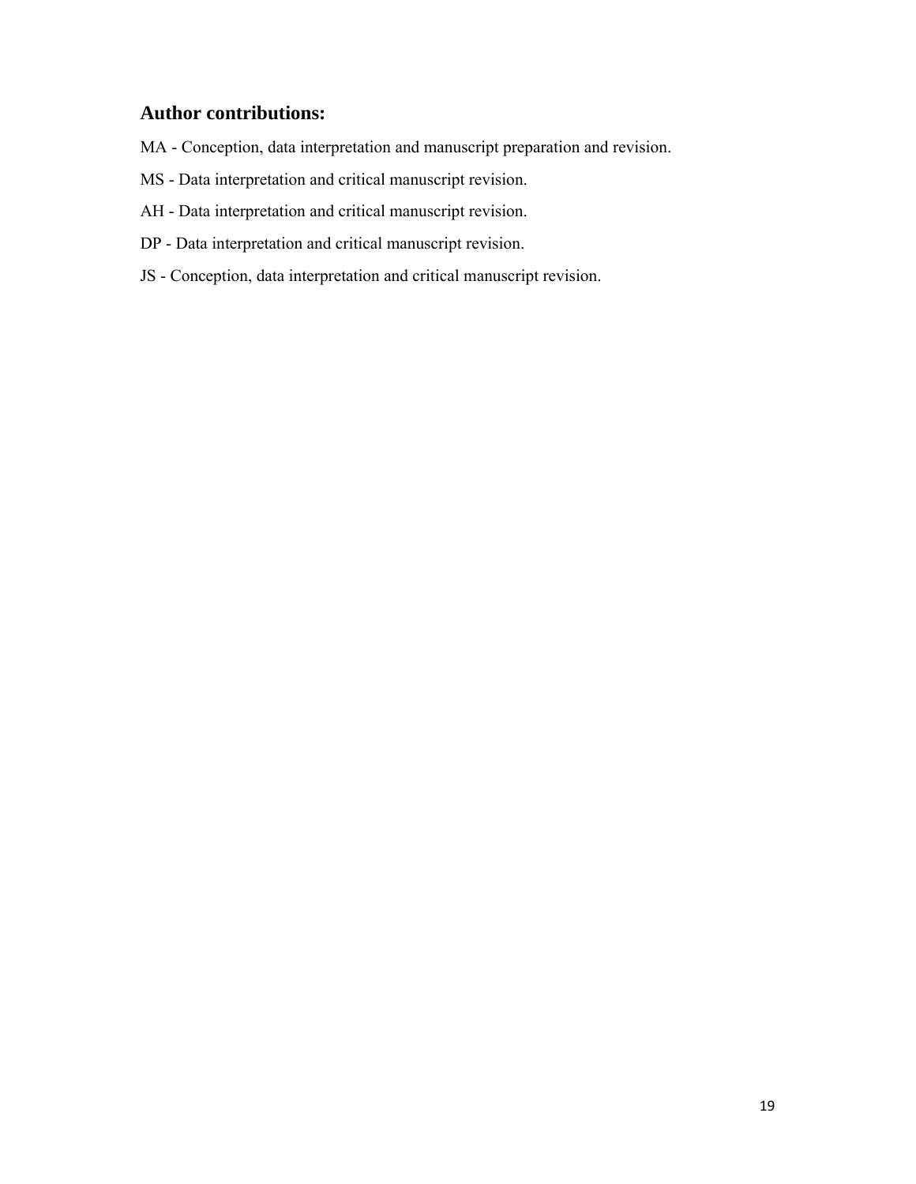## Author contributions:

MA - Conception, data interpretation and manuscript preparation and revision.

MS - Data interpretation and critical manuscript revision.

AH - Data interpretation and critical manuscript revision.

DP - Data interpretation and critical manuscript revision.

JS - Conception, data interpretation and critical manuscript revision.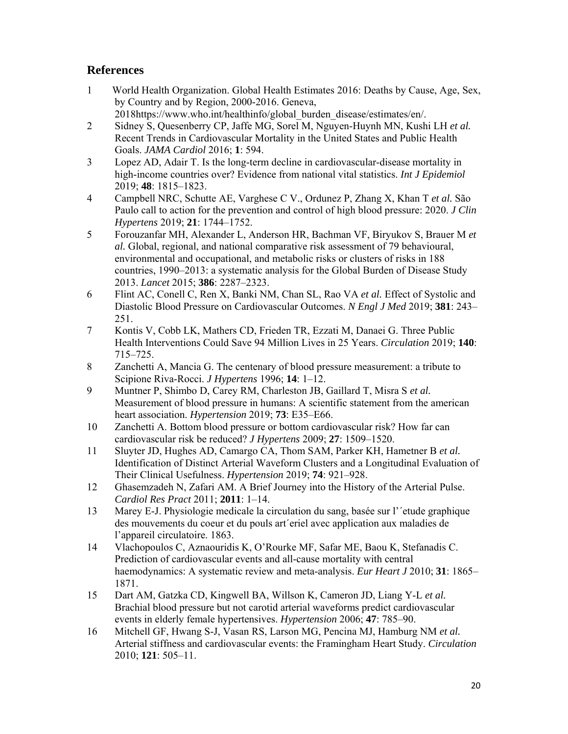## References

1. World Health Organization. Global Health Estimates 2016: Deaths by Cause, Age, Sex, by Country and by Region, 2000-2016. Geneva, 2018https://www.who.int/healthinfo/global_burden_disease/estimates/en/.
2. Sidney S, Quesenberry CP, Jaffe MG, Sorel M, Nguyen-Huynh MN, Kushi LH *et al.* Recent Trends in Cardiovascular Mortality in the United States and Public Health Goals. *JAMA Cardiol* 2016; **1**: 594.
3. Lopez AD, Adair T. Is the long-term decline in cardiovascular-disease mortality in high-income countries over? Evidence from national vital statistics. *Int J Epidemiol* 2019; **48**: 1815–1823.
4. Campbell NRC, Schutte AE, Varghese C V., Ordunez P, Zhang X, Khan T *et al.* São Paulo call to action for the prevention and control of high blood pressure: 2020. *J Clin Hypertens* 2019; **21**: 1744–1752.
5. Forouzanfar MH, Alexander L, Anderson HR, Bachman VF, Biryukov S, Brauer M *et al.* Global, regional, and national comparative risk assessment of 79 behavioural, environmental and occupational, and metabolic risks or clusters of risks in 188 countries, 1990–2013: a systematic analysis for the Global Burden of Disease Study 2013. *Lancet* 2015; **386**: 2287–2323.
6. Flint AC, Conell C, Ren X, Banki NM, Chan SL, Rao VA *et al.* Effect of Systolic and Diastolic Blood Pressure on Cardiovascular Outcomes. *N Engl J Med* 2019; **381**: 243–251.
7. Kontis V, Cobb LK, Mathers CD, Frieden TR, Ezzati M, Danaei G. Three Public Health Interventions Could Save 94 Million Lives in 25 Years. *Circulation* 2019; **140**: 715–725.
8. Zanchetti A, Mancia G. The centenary of blood pressure measurement: a tribute to Scipione Riva-Rocci. *J Hypertens* 1996; **14**: 1–12.
9. Muntner P, Shimbo D, Carey RM, Charleston JB, Gaillard T, Misra S *et al.* Measurement of blood pressure in humans: A scientific statement from the american heart association. *Hypertension* 2019; **73**: E35–E66.
10. Zanchetti A. Bottom blood pressure or bottom cardiovascular risk? How far can cardiovascular risk be reduced? *J Hypertens* 2009; **27**: 1509–1520.
11. Sluyter JD, Hughes AD, Camargo CA, Thom SAM, Parker KH, Hametner B *et al.* Identification of Distinct Arterial Waveform Clusters and a Longitudinal Evaluation of Their Clinical Usefulness. *Hypertension* 2019; **74**: 921–928.
12. Ghasemzadeh N, Zafari AM. A Brief Journey into the History of the Arterial Pulse. *Cardiol Res Pract* 2011; **2011**: 1–14.
13. Marey E-J. Physiologie medicale la circulation du sang, basée sur l'´etude graphique des mouvements du coeur et du pouls art´eriel avec application aux maladies de l'appareil circulatoire. 1863.
14. Vlachopoulos C, Aznaouridis K, O'Rourke MF, Safar ME, Baou K, Stefanadis C. Prediction of cardiovascular events and all-cause mortality with central haemodynamics: A systematic review and meta-analysis. *Eur Heart J* 2010; **31**: 1865–1871.
15. Dart AM, Gatzka CD, Kingwell BA, Willson K, Cameron JD, Liang Y-L *et al.* Brachial blood pressure but not carotid arterial waveforms predict cardiovascular events in elderly female hypertensives. *Hypertension* 2006; **47**: 785–90.
16. Mitchell GF, Hwang S-J, Vasan RS, Larson MG, Pencina MJ, Hamburg NM *et al.* Arterial stiffness and cardiovascular events: the Framingham Heart Study. *Circulation* 2010; **121**: 505–11.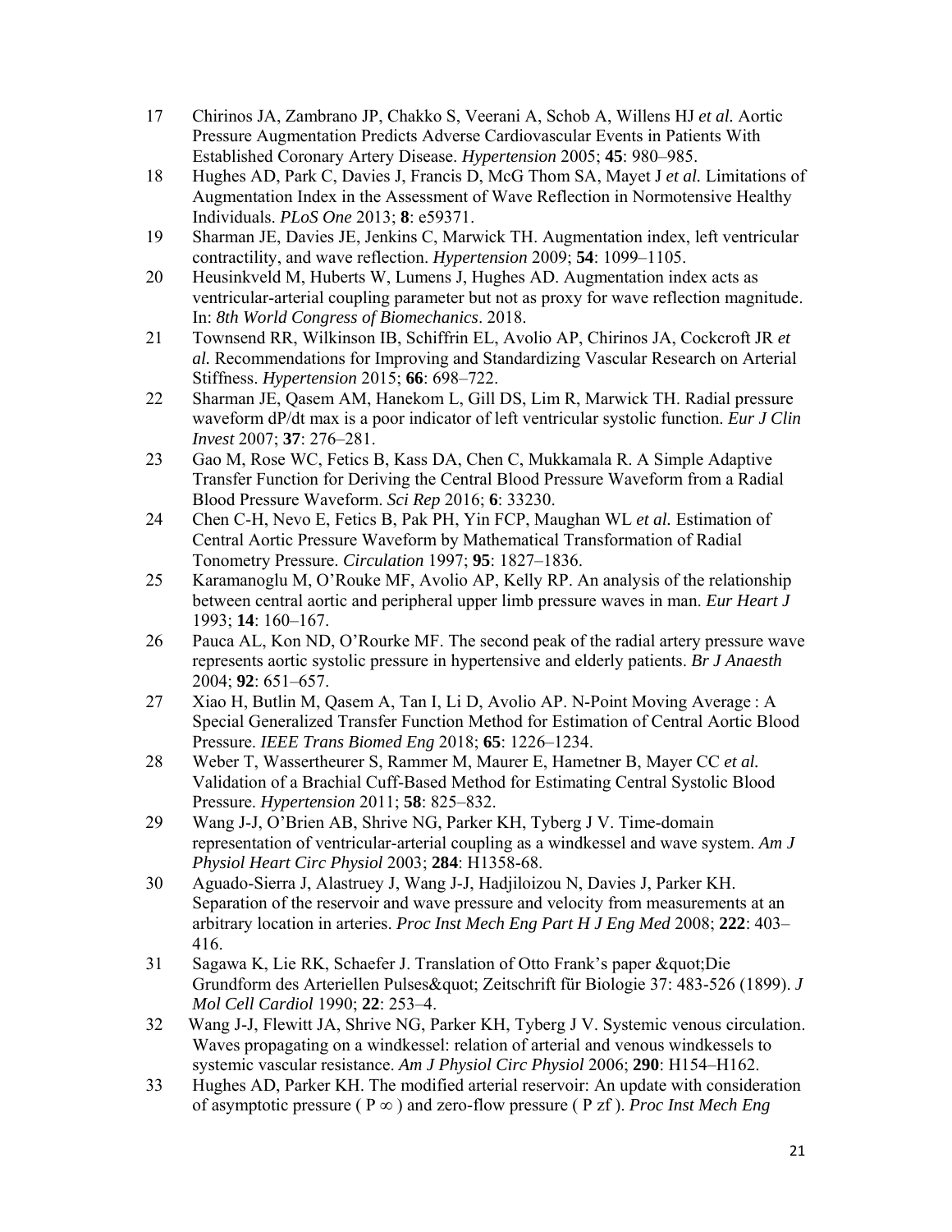17 Chirinos JA, Zambrano JP, Chakko S, Veerani A, Schob A, Willens HJ *et al.* Aortic Pressure Augmentation Predicts Adverse Cardiovascular Events in Patients With Established Coronary Artery Disease. *Hypertension* 2005; **45**: 980–985.

18 Hughes AD, Park C, Davies J, Francis D, McG Thom SA, Mayet J *et al.* Limitations of Augmentation Index in the Assessment of Wave Reflection in Normotensive Healthy Individuals. *PLoS One* 2013; **8**: e59371.

19 Sharman JE, Davies JE, Jenkins C, Marwick TH. Augmentation index, left ventricular contractility, and wave reflection. *Hypertension* 2009; **54**: 1099–1105.

20 Heusinkveld M, Huberts W, Lumens J, Hughes AD. Augmentation index acts as ventricular-arterial coupling parameter but not as proxy for wave reflection magnitude. In: *8th World Congress of Biomechanics*. 2018.

21 Townsend RR, Wilkinson IB, Schiffrin EL, Avolio AP, Chirinos JA, Cockcroft JR *et al.* Recommendations for Improving and Standardizing Vascular Research on Arterial Stiffness. *Hypertension* 2015; **66**: 698–722.

22 Sharman JE, Qasem AM, Hanekom L, Gill DS, Lim R, Marwick TH. Radial pressure waveform dP/dt max is a poor indicator of left ventricular systolic function. *Eur J Clin Invest* 2007; **37**: 276–281.

23 Gao M, Rose WC, Fetics B, Kass DA, Chen C, Mukkamala R. A Simple Adaptive Transfer Function for Deriving the Central Blood Pressure Waveform from a Radial Blood Pressure Waveform. *Sci Rep* 2016; **6**: 33230.

24 Chen C-H, Nevo E, Fetics B, Pak PH, Yin FCP, Maughan WL *et al.* Estimation of Central Aortic Pressure Waveform by Mathematical Transformation of Radial Tonometry Pressure. *Circulation* 1997; **95**: 1827–1836.

25 Karamanoglu M, O'Rouke MF, Avolio AP, Kelly RP. An analysis of the relationship between central aortic and peripheral upper limb pressure waves in man. *Eur Heart J* 1993; **14**: 160–167.

26 Pauca AL, Kon ND, O'Rourke MF. The second peak of the radial artery pressure wave represents aortic systolic pressure in hypertensive and elderly patients. *Br J Anaesth* 2004; **92**: 651–657.

27 Xiao H, Butlin M, Qasem A, Tan I, Li D, Avolio AP. N-Point Moving Average : A Special Generalized Transfer Function Method for Estimation of Central Aortic Blood Pressure. *IEEE Trans Biomed Eng* 2018; **65**: 1226–1234.

28 Weber T, Wassertheurer S, Rammer M, Maurer E, Hametner B, Mayer CC *et al.* Validation of a Brachial Cuff-Based Method for Estimating Central Systolic Blood Pressure. *Hypertension* 2011; **58**: 825–832.

29 Wang J-J, O'Brien AB, Shrive NG, Parker KH, Tyberg J V. Time-domain representation of ventricular-arterial coupling as a windkessel and wave system. *Am J Physiol Heart Circ Physiol* 2003; **284**: H1358-68.

30 Aguado-Sierra J, Alastruey J, Wang J-J, Hadjiloizou N, Davies J, Parker KH. Separation of the reservoir and wave pressure and velocity from measurements at an arbitrary location in arteries. *Proc Inst Mech Eng Part H J Eng Med* 2008; **222**: 403–416.

31 Sagawa K, Lie RK, Schaefer J. Translation of Otto Frank's paper &quot;Die Grundform des Arteriellen Pulses&quot; Zeitschrift für Biologie 37: 483-526 (1899). *J Mol Cell Cardiol* 1990; **22**: 253–4.

32 Wang J-J, Flewitt JA, Shrive NG, Parker KH, Tyberg J V. Systemic venous circulation. Waves propagating on a windkessel: relation of arterial and venous windkessels to systemic vascular resistance. *Am J Physiol Circ Physiol* 2006; **290**: H154–H162.

33 Hughes AD, Parker KH. The modified arterial reservoir: An update with consideration of asymptotic pressure ( $P_\infty$ ) and zero-flow pressure ( $P_{zf}$ ). *Proc Inst Mech Eng*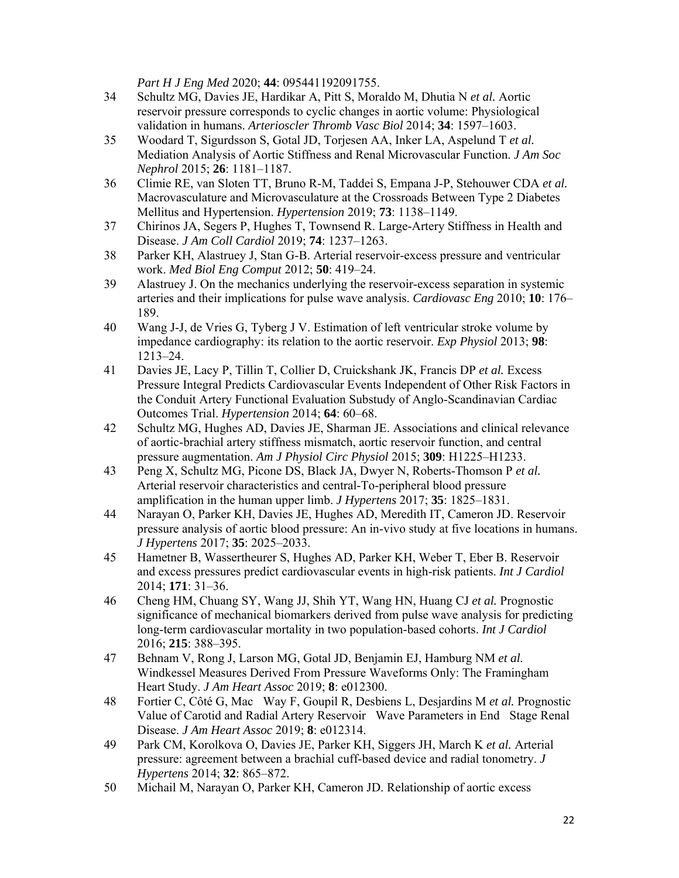*Part H J Eng Med* 2020; **44**: 095441192091755.

34 Schultz MG, Davies JE, Hardikar A, Pitt S, Moraldo M, Dhutia N *et al.* Aortic reservoir pressure corresponds to cyclic changes in aortic volume: Physiological validation in humans. *Arterioscler Thromb Vasc Biol* 2014; **34**: 1597–1603.

35 Woodard T, Sigurdsson S, Gotal JD, Torjesen AA, Inker LA, Aspelund T *et al.* Mediation Analysis of Aortic Stiffness and Renal Microvascular Function. *J Am Soc Nephrol* 2015; **26**: 1181–1187.

36 Climie RE, van Sloten TT, Bruno R-M, Taddei S, Empana J-P, Stehouwer CDA *et al.* Macrovasculature and Microvasculature at the Crossroads Between Type 2 Diabetes Mellitus and Hypertension. *Hypertension* 2019; **73**: 1138–1149.

37 Chirinos JA, Segers P, Hughes T, Townsend R. Large-Artery Stiffness in Health and Disease. *J Am Coll Cardiol* 2019; **74**: 1237–1263.

38 Parker KH, Alastruey J, Stan G-B. Arterial reservoir-excess pressure and ventricular work. *Med Biol Eng Comput* 2012; **50**: 419–24.

39 Alastruey J. On the mechanics underlying the reservoir-excess separation in systemic arteries and their implications for pulse wave analysis. *Cardiovasc Eng* 2010; **10**: 176–189.

40 Wang J-J, de Vries G, Tyberg J V. Estimation of left ventricular stroke volume by impedance cardiography: its relation to the aortic reservoir. *Exp Physiol* 2013; **98**: 1213–24.

41 Davies JE, Lacy P, Tillin T, Collier D, Cruickshank JK, Francis DP *et al.* Excess Pressure Integral Predicts Cardiovascular Events Independent of Other Risk Factors in the Conduit Artery Functional Evaluation Substudy of Anglo-Scandinavian Cardiac Outcomes Trial. *Hypertension* 2014; **64**: 60–68.

42 Schultz MG, Hughes AD, Davies JE, Sharman JE. Associations and clinical relevance of aortic-brachial artery stiffness mismatch, aortic reservoir function, and central pressure augmentation. *Am J Physiol Circ Physiol* 2015; **309**: H1225–H1233.

43 Peng X, Schultz MG, Picone DS, Black JA, Dwyer N, Roberts-Thomson P *et al.* Arterial reservoir characteristics and central-To-peripheral blood pressure amplification in the human upper limb. *J Hypertens* 2017; **35**: 1825–1831.

44 Narayan O, Parker KH, Davies JE, Hughes AD, Meredith IT, Cameron JD. Reservoir pressure analysis of aortic blood pressure: An in-vivo study at five locations in humans. *J Hypertens* 2017; **35**: 2025–2033.

45 Hametner B, Wassertheurer S, Hughes AD, Parker KH, Weber T, Eber B. Reservoir and excess pressures predict cardiovascular events in high-risk patients. *Int J Cardiol* 2014; **171**: 31–36.

46 Cheng HM, Chuang SY, Wang JJ, Shih YT, Wang HN, Huang CJ *et al.* Prognostic significance of mechanical biomarkers derived from pulse wave analysis for predicting long-term cardiovascular mortality in two population-based cohorts. *Int J Cardiol* 2016; **215**: 388–395.

47 Behnam V, Rong J, Larson MG, Gotal JD, Benjamin EJ, Hamburg NM *et al.* Windkessel Measures Derived From Pressure Waveforms Only: The Framingham Heart Study. *J Am Heart Assoc* 2019; **8**: e012300.

48 Fortier C, Côté G, Mac Way F, Goupil R, Desbiens L, Desjardins M *et al.* Prognostic Value of Carotid and Radial Artery Reservoir Wave Parameters in End Stage Renal Disease. *J Am Heart Assoc* 2019; **8**: e012314.

49 Park CM, Korolkova O, Davies JE, Parker KH, Siggers JH, March K *et al.* Arterial pressure: agreement between a brachial cuff-based device and radial tonometry. *J Hypertens* 2014; **32**: 865–872.

50 Michail M, Narayan O, Parker KH, Cameron JD. Relationship of aortic excess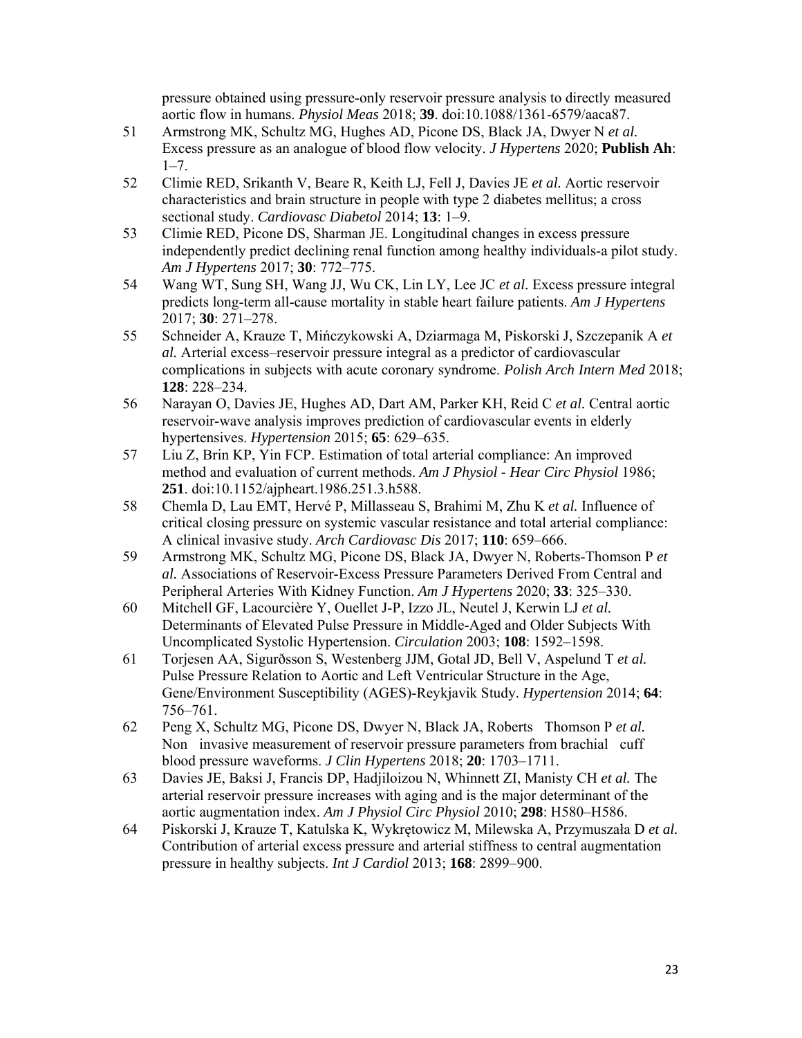pressure obtained using pressure-only reservoir pressure analysis to directly measured aortic flow in humans. *Physiol Meas* 2018; **39**. doi:10.1088/1361-6579/aaca87.

51 Armstrong MK, Schultz MG, Hughes AD, Picone DS, Black JA, Dwyer N *et al.* Excess pressure as an analogue of blood flow velocity. *J Hypertens* 2020; **Publish Ah**: 1–7.

52 Climie RED, Srikanth V, Beare R, Keith LJ, Fell J, Davies JE *et al.* Aortic reservoir characteristics and brain structure in people with type 2 diabetes mellitus; a cross sectional study. *Cardiovasc Diabetol* 2014; **13**: 1–9.

53 Climie RED, Picone DS, Sharman JE. Longitudinal changes in excess pressure independently predict declining renal function among healthy individuals-a pilot study. *Am J Hypertens* 2017; **30**: 772–775.

54 Wang WT, Sung SH, Wang JJ, Wu CK, Lin LY, Lee JC *et al.* Excess pressure integral predicts long-term all-cause mortality in stable heart failure patients. *Am J Hypertens* 2017; **30**: 271–278.

55 Schneider A, Krauze T, Mińczykowski A, Dziarmaga M, Piskorski J, Szczepanik A *et al.* Arterial excess–reservoir pressure integral as a predictor of cardiovascular complications in subjects with acute coronary syndrome. *Polish Arch Intern Med* 2018; **128**: 228–234.

56 Narayan O, Davies JE, Hughes AD, Dart AM, Parker KH, Reid C *et al.* Central aortic reservoir-wave analysis improves prediction of cardiovascular events in elderly hypertensives. *Hypertension* 2015; **65**: 629–635.

57 Liu Z, Brin KP, Yin FCP. Estimation of total arterial compliance: An improved method and evaluation of current methods. *Am J Physiol - Hear Circ Physiol* 1986; **251**. doi:10.1152/ajpheart.1986.251.3.h588.

58 Chemla D, Lau EMT, Hervé P, Millasseau S, Brahimi M, Zhu K *et al.* Influence of critical closing pressure on systemic vascular resistance and total arterial compliance: A clinical invasive study. *Arch Cardiovasc Dis* 2017; **110**: 659–666.

59 Armstrong MK, Schultz MG, Picone DS, Black JA, Dwyer N, Roberts-Thomson P *et al.* Associations of Reservoir-Excess Pressure Parameters Derived From Central and Peripheral Arteries With Kidney Function. *Am J Hypertens* 2020; **33**: 325–330.

60 Mitchell GF, Lacourcière Y, Ouellet J-P, Izzo JL, Neutel J, Kerwin LJ *et al.* Determinants of Elevated Pulse Pressure in Middle-Aged and Older Subjects With Uncomplicated Systolic Hypertension. *Circulation* 2003; **108**: 1592–1598.

61 Torjesen AA, Sigurðsson S, Westenberg JJM, Gotal JD, Bell V, Aspelund T *et al.* Pulse Pressure Relation to Aortic and Left Ventricular Structure in the Age, Gene/Environment Susceptibility (AGES)-Reykjavik Study. *Hypertension* 2014; **64**: 756–761.

62 Peng X, Schultz MG, Picone DS, Dwyer N, Black JA, Roberts Thomson P *et al.* Non invasive measurement of reservoir pressure parameters from brachial cuff blood pressure waveforms. *J Clin Hypertens* 2018; **20**: 1703–1711.

63 Davies JE, Baksi J, Francis DP, Hadjiloizou N, Whinnett ZI, Manisty CH *et al.* The arterial reservoir pressure increases with aging and is the major determinant of the aortic augmentation index. *Am J Physiol Circ Physiol* 2010; **298**: H580–H586.

64 Piskorski J, Krauze T, Katulska K, Wykrętowicz M, Milewska A, Przymuszała D *et al.* Contribution of arterial excess pressure and arterial stiffness to central augmentation pressure in healthy subjects. *Int J Cardiol* 2013; **168**: 2899–900.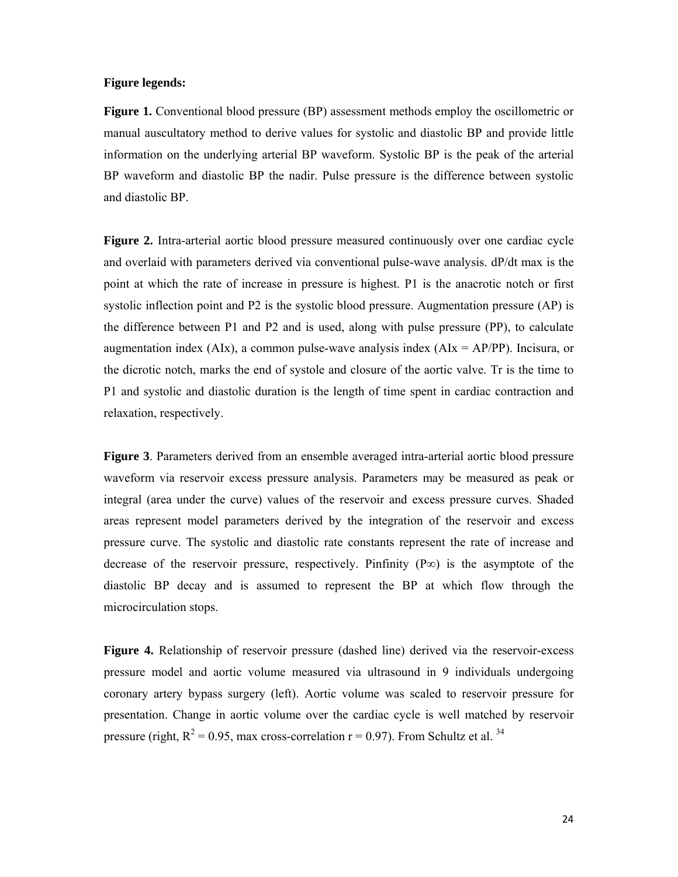**Figure legends:**

**Figure 1.** Conventional blood pressure (BP) assessment methods employ the oscillometric or manual auscultatory method to derive values for systolic and diastolic BP and provide little information on the underlying arterial BP waveform. Systolic BP is the peak of the arterial BP waveform and diastolic BP the nadir. Pulse pressure is the difference between systolic and diastolic BP.

**Figure 2.** Intra-arterial aortic blood pressure measured continuously over one cardiac cycle and overlaid with parameters derived via conventional pulse-wave analysis. dP/dt max is the point at which the rate of increase in pressure is highest. P1 is the anacrotic notch or first systolic inflection point and P2 is the systolic blood pressure. Augmentation pressure (AP) is the difference between P1 and P2 and is used, along with pulse pressure (PP), to calculate augmentation index (AIx), a common pulse-wave analysis index (AIx = AP/PP). Incisura, or the dicrotic notch, marks the end of systole and closure of the aortic valve. Tr is the time to P1 and systolic and diastolic duration is the length of time spent in cardiac contraction and relaxation, respectively.

**Figure 3**. Parameters derived from an ensemble averaged intra-arterial aortic blood pressure waveform via reservoir excess pressure analysis. Parameters may be measured as peak or integral (area under the curve) values of the reservoir and excess pressure curves. Shaded areas represent model parameters derived by the integration of the reservoir and excess pressure curve. The systolic and diastolic rate constants represent the rate of increase and decrease of the reservoir pressure, respectively. Pinfinity ($P\infty$) is the asymptote of the diastolic BP decay and is assumed to represent the BP at which flow through the microcirculation stops.

**Figure 4.** Relationship of reservoir pressure (dashed line) derived via the reservoir-excess pressure model and aortic volume measured via ultrasound in 9 individuals undergoing coronary artery bypass surgery (left). Aortic volume was scaled to reservoir pressure for presentation. Change in aortic volume over the cardiac cycle is well matched by reservoir pressure (right, $R^2 = 0.95$, max cross-correlation $r = 0.97$). From Schultz et al. [34]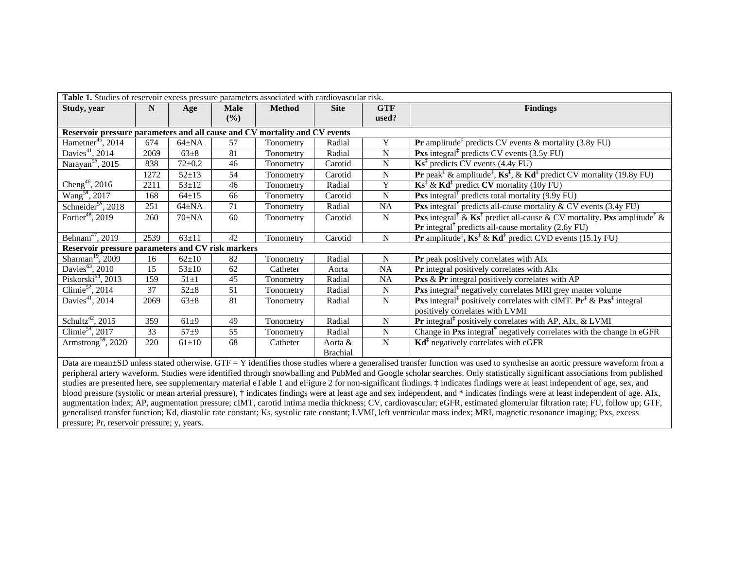**Table 1.** Studies of reservoir excess pressure parameters associated with cardiovascular risk.

| Study, year | N | Age | Male (%) | Method | Site | GTF used? | Findings |
|---|---|---|---|---|---|---|---|
| **Reservoir pressure parameters and all cause and CV mortality and CV events** | | | | | | | |
| Hametner[45], 2014 | 674 | 64±NA | 57 | Tonometry | Radial | Y | **Pr** amplitude‡ predicts CV events & mortality (3.8y FU) |
| Davies[41], 2014 | 2069 | 63±8 | 81 | Tonometry | Radial | N | **Pxs** integral‡ predicts CV events (3.5y FU) |
| Narayan[56], 2015 | 838 | 72±0.2 | 46 | Tonometry | Carotid | N | **Ks**‡ predicts CV events (4.4y FU) |
| Cheng[46], 2016 | 1272 | 52±13 | 54 | Tonometry | Carotid | N | **Pr** peak‡ & amplitude‡, **Ks**‡, & **Kd**‡ predict CV mortality (19.8y FU) |
| | 2211 | 53±12 | 46 | Tonometry | Radial | Y | **Ks**‡ & **Kd**‡ predict **CV** mortality (10y FU) |
| Wang[54], 2017 | 168 | 64±15 | 66 | Tonometry | Carotid | N | **Pxs** integral† predicts total mortality (9.9y FU) |
| Schneider[55], 2018 | 251 | 64±NA | 71 | Tonometry | Radial | NA | **Pxs** integral* predicts all-cause mortality & CV events (3.4y FU) |
| Fortier[48], 2019 | 260 | 70±NA | 60 | Tonometry | Carotid | N | **Pxs** integral† & **Ks**† predict all-cause & CV mortality. **Pxs** amplitude† & **Pr** integral† predicts all-cause mortality (2.6y FU) |
| Behnam[47], 2019 | 2539 | 63±11 | 42 | Tonometry | Carotid | N | **Pr** amplitude‡, **Ks**‡ & **Kd**† predict CVD events (15.1y FU) |
| **Reservoir pressure parameters and CV risk markers** | | | | | | | |
| Sharman[19], 2009 | 16 | 62±10 | 82 | Tonometry | Radial | N | **Pr** peak positively correlates with AIx |
| Davies[63], 2010 | 15 | 53±10 | 62 | Catheter | Aorta | NA | **Pr** integral positively correlates with AIx |
| Piskorski[64], 2013 | 159 | 51±1 | 45 | Tonometry | Radial | NA | **Pxs** & **Pr** integral positively correlates with AP |
| Climie[52], 2014 | 37 | 52±8 | 51 | Tonometry | Radial | N | **Pxs** integral‡ negatively correlates MRI grey matter volume |
| Davies[41], 2014 | 2069 | 63±8 | 81 | Tonometry | Radial | N | **Pxs** integral‡ positively correlates with cIMT. **Pr**‡ & **Pxs**‡ integral positively correlates with LVMI |
| Schultz[42], 2015 | 359 | 61±9 | 49 | Tonometry | Radial | N | **Pr** integral‡ positively correlates with AP, AIx, & LVMI |
| Climie[53], 2017 | 33 | 57±9 | 55 | Tonometry | Radial | N | Change in **Pxs** integral* negatively correlates with the change in eGFR |
| Armstrong[59], 2020 | 220 | 61±10 | 68 | Catheter | Aorta & Brachial | N | **Kd**‡ negatively correlates with eGFR |

Data are mean±SD unless stated otherwise. GTF = Y identifies those studies where a generalised transfer function was used to synthesise an aortic pressure waveform from a peripheral artery waveform. Studies were identified through snowballing and PubMed and Google scholar searches. Only statistically significant associations from published studies are presented here, see supplementary material eTable 1 and eFigure 2 for non-significant findings. ‡ indicates findings were at least independent of age, sex, and blood pressure (systolic or mean arterial pressure), † indicates findings were at least age and sex independent, and * indicates findings were at least independent of age. AIx, augmentation index; AP, augmentation pressure; cIMT, carotid intima media thickness; CV, cardiovascular; eGFR, estimated glomerular filtration rate; FU, follow up; GTF, generalised transfer function; Kd, diastolic rate constant; Ks, systolic rate constant; LVMI, left ventricular mass index; MRI, magnetic resonance imaging; Pxs, excess pressure; Pr, reservoir pressure; y, years.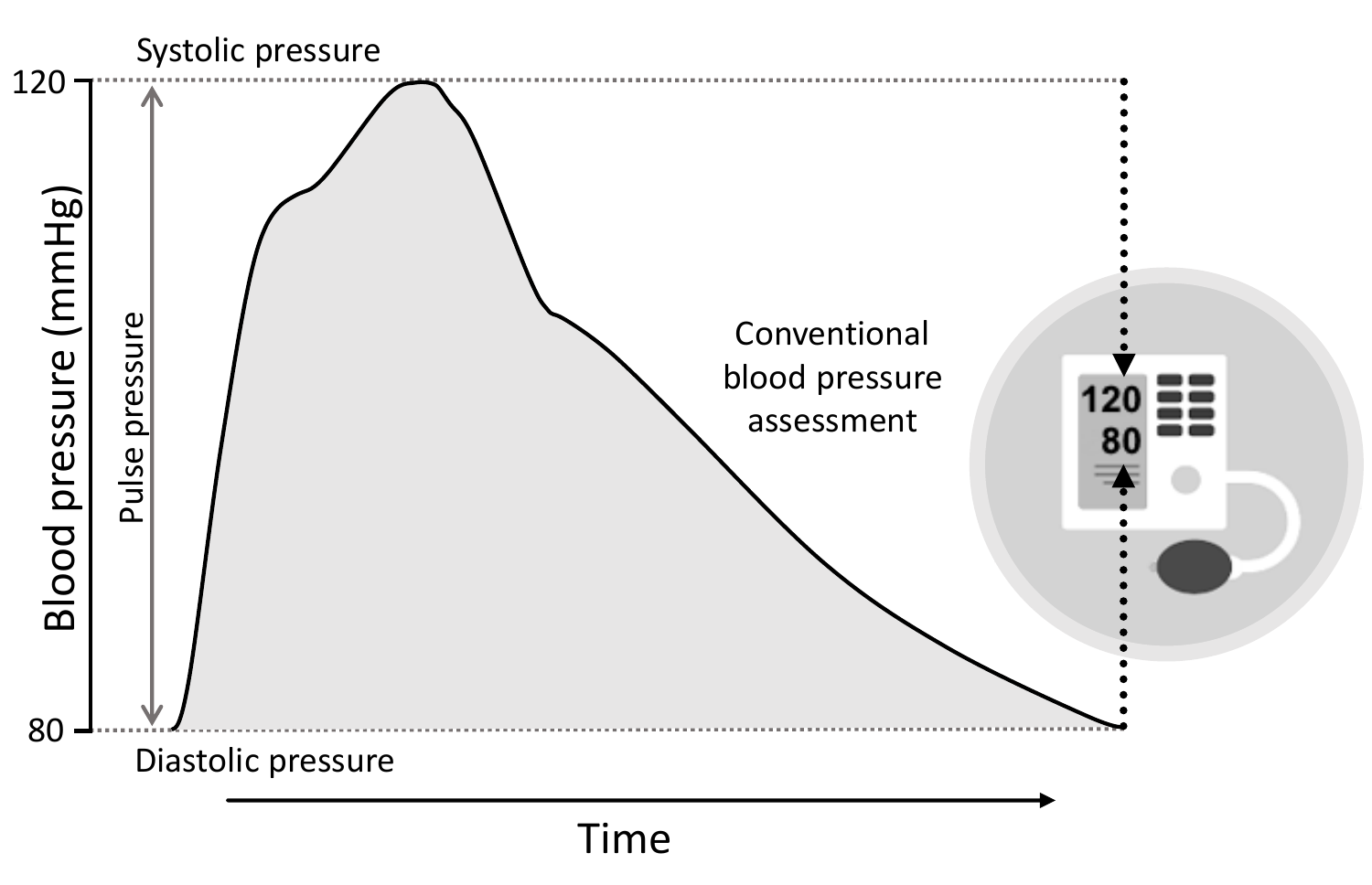Systolic pressure

120

Blood pressure (mmHg)

Pulse pressure

80

Diastolic pressure

Time

Conventional blood pressure assessment

120
80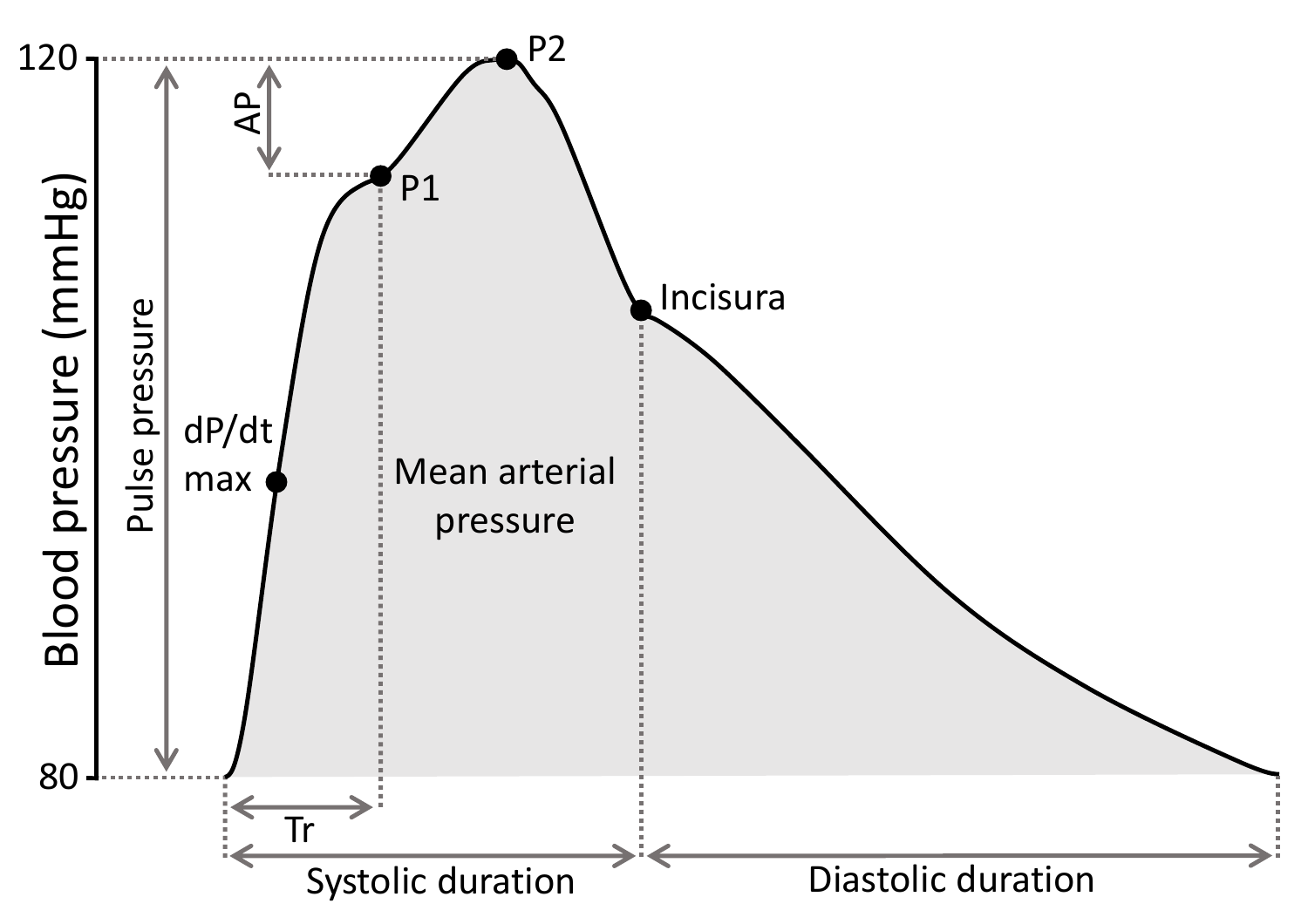120

80

Blood pressure (mmHg)

Pulse pressure

AP

P1

P2

Incisura

dP/dt max

Mean arterial pressure

Tr

Systolic duration

Diastolic duration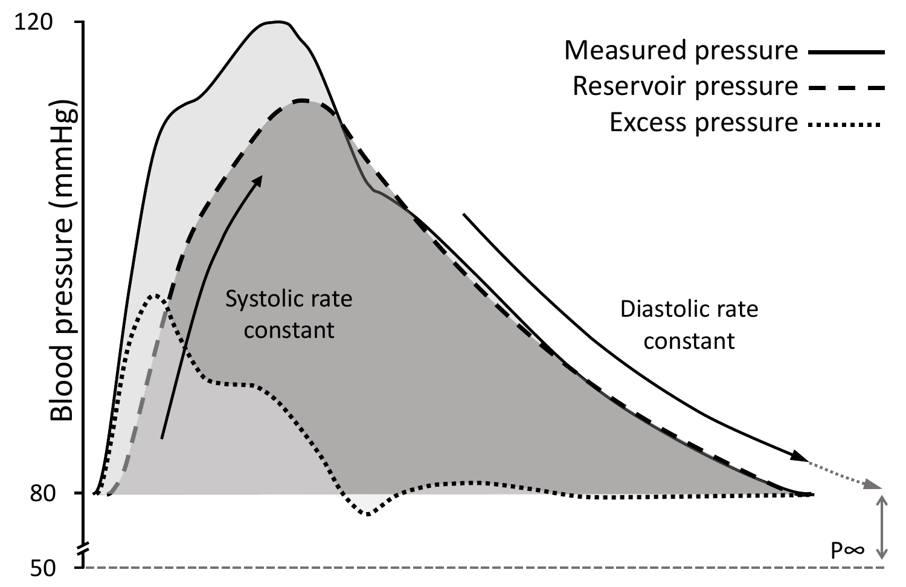120

Blood pressure (mmHg)

Measured pressure

Reservoir pressure

Excess pressure

Systolic rate constant

Diastolic rate constant

80

50

$P\infty$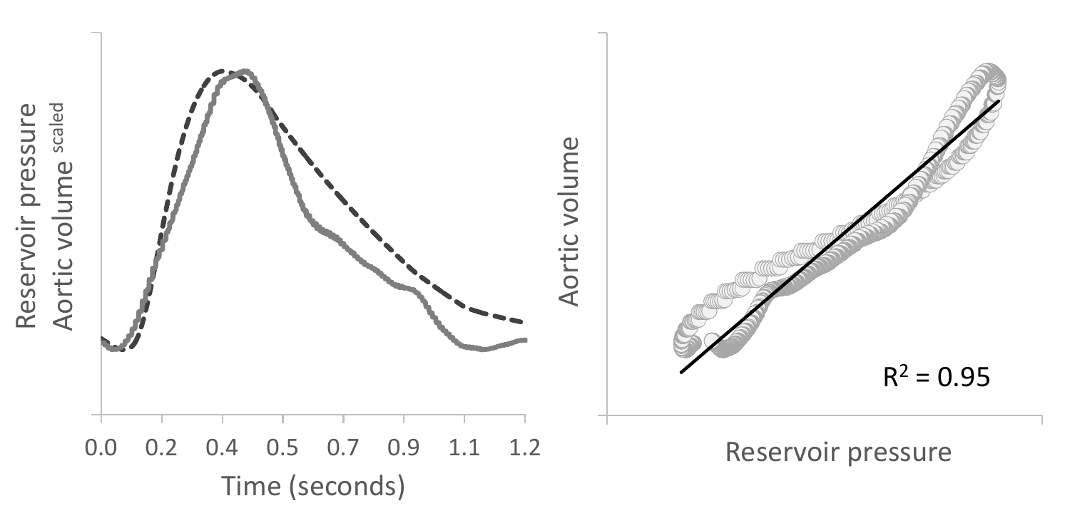Reservoir pressure

Aortic volume [scaled]

0.0 0.2 0.4 0.5 0.7 0.9 1.1 1.2

Time (seconds)

Aortic volume

Reservoir pressure

$R^2 = 0.95$